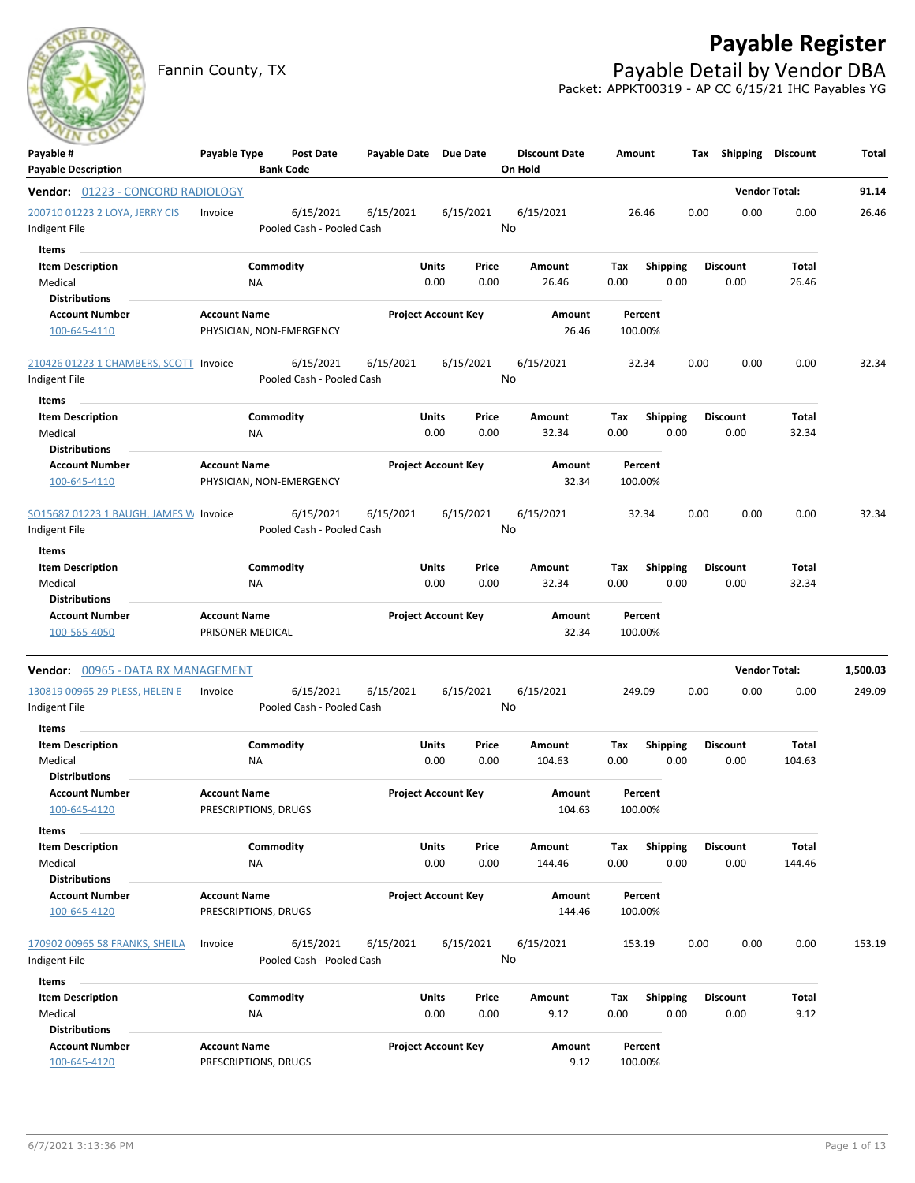# Payable Register

## Payable Detail by Vendor DBA

Fannin County, TX

Packet: APPKT00319 - AP CC 6/15/21 IHC Payables YG

| Payable # / Payable Description | Payable Type | Post Date / Bank Code | Payable Date | Due Date | Discount Date / On Hold | Amount | Tax | Shipping | Discount | Total |
|---|---|---|---|---|---|---|---|---|---|---|

**Vendor: 01223 - CONCORD RADIOLOGY** — Vendor Total: **91.14**

| Payable # | Payable Type | Post Date | Payable Date | Due Date | Discount Date | Amount | Tax | Shipping | Discount | Total |
|---|---|---|---|---|---|---|---|---|---|---|
| 200710 01223 2 LOYA, JERRY CIS | Invoice | 6/15/2021 | 6/15/2021 | 6/15/2021 | 6/15/2021 | 26.46 | 0.00 | 0.00 | 0.00 | 26.46 |

Indigent File — Pooled Cash - Pooled Cash — On Hold: No

Items

| Item Description | Commodity | Units | Price | Amount | Tax | Shipping | Discount | Total |
|---|---|---|---|---|---|---|---|---|
| Medical | NA | 0.00 | 0.00 | 26.46 | 0.00 | 0.00 | 0.00 | 26.46 |

Distributions

| Account Number | Account Name | Project Account Key | Amount | Percent |
|---|---|---|---|---|
| 100-645-4110 | PHYSICIAN, NON-EMERGENCY | | 26.46 | 100.00% |

| Payable # | Payable Type | Post Date | Payable Date | Due Date | Discount Date | Amount | Tax | Shipping | Discount | Total |
|---|---|---|---|---|---|---|---|---|---|---|
| 210426 01223 1 CHAMBERS, SCOTT | Invoice | 6/15/2021 | 6/15/2021 | 6/15/2021 | 6/15/2021 | 32.34 | 0.00 | 0.00 | 0.00 | 32.34 |

Indigent File — Pooled Cash - Pooled Cash — On Hold: No

Items

| Item Description | Commodity | Units | Price | Amount | Tax | Shipping | Discount | Total |
|---|---|---|---|---|---|---|---|---|
| Medical | NA | 0.00 | 0.00 | 32.34 | 0.00 | 0.00 | 0.00 | 32.34 |

Distributions

| Account Number | Account Name | Project Account Key | Amount | Percent |
|---|---|---|---|---|
| 100-645-4110 | PHYSICIAN, NON-EMERGENCY | | 32.34 | 100.00% |

| Payable # | Payable Type | Post Date | Payable Date | Due Date | Discount Date | Amount | Tax | Shipping | Discount | Total |
|---|---|---|---|---|---|---|---|---|---|---|
| SO15687 01223 1 BAUGH, JAMES W | Invoice | 6/15/2021 | 6/15/2021 | 6/15/2021 | 6/15/2021 | 32.34 | 0.00 | 0.00 | 0.00 | 32.34 |

Indigent File — Pooled Cash - Pooled Cash — On Hold: No

Items

| Item Description | Commodity | Units | Price | Amount | Tax | Shipping | Discount | Total |
|---|---|---|---|---|---|---|---|---|
| Medical | NA | 0.00 | 0.00 | 32.34 | 0.00 | 0.00 | 0.00 | 32.34 |

Distributions

| Account Number | Account Name | Project Account Key | Amount | Percent |
|---|---|---|---|---|
| 100-565-4050 | PRISONER MEDICAL | | 32.34 | 100.00% |

**Vendor: 00965 - DATA RX MANAGEMENT** — Vendor Total: **1,500.03**

| Payable # | Payable Type | Post Date | Payable Date | Due Date | Discount Date | Amount | Tax | Shipping | Discount | Total |
|---|---|---|---|---|---|---|---|---|---|---|
| 130819 00965 29 PLESS, HELEN E | Invoice | 6/15/2021 | 6/15/2021 | 6/15/2021 | 6/15/2021 | 249.09 | 0.00 | 0.00 | 0.00 | 249.09 |

Indigent File — Pooled Cash - Pooled Cash — On Hold: No

Items

| Item Description | Commodity | Units | Price | Amount | Tax | Shipping | Discount | Total |
|---|---|---|---|---|---|---|---|---|
| Medical | NA | 0.00 | 0.00 | 104.63 | 0.00 | 0.00 | 0.00 | 104.63 |

Distributions

| Account Number | Account Name | Project Account Key | Amount | Percent |
|---|---|---|---|---|
| 100-645-4120 | PRESCRIPTIONS, DRUGS | | 104.63 | 100.00% |

Items

| Item Description | Commodity | Units | Price | Amount | Tax | Shipping | Discount | Total |
|---|---|---|---|---|---|---|---|---|
| Medical | NA | 0.00 | 0.00 | 144.46 | 0.00 | 0.00 | 0.00 | 144.46 |

Distributions

| Account Number | Account Name | Project Account Key | Amount | Percent |
|---|---|---|---|---|
| 100-645-4120 | PRESCRIPTIONS, DRUGS | | 144.46 | 100.00% |

| Payable # | Payable Type | Post Date | Payable Date | Due Date | Discount Date | Amount | Tax | Shipping | Discount | Total |
|---|---|---|---|---|---|---|---|---|---|---|
| 170902 00965 58 FRANKS, SHEILA | Invoice | 6/15/2021 | 6/15/2021 | 6/15/2021 | 6/15/2021 | 153.19 | 0.00 | 0.00 | 0.00 | 153.19 |

Indigent File — Pooled Cash - Pooled Cash — On Hold: No

Items

| Item Description | Commodity | Units | Price | Amount | Tax | Shipping | Discount | Total |
|---|---|---|---|---|---|---|---|---|
| Medical | NA | 0.00 | 0.00 | 9.12 | 0.00 | 0.00 | 0.00 | 9.12 |

Distributions

| Account Number | Account Name | Project Account Key | Amount | Percent |
|---|---|---|---|---|
| 100-645-4120 | PRESCRIPTIONS, DRUGS | | 9.12 | 100.00% |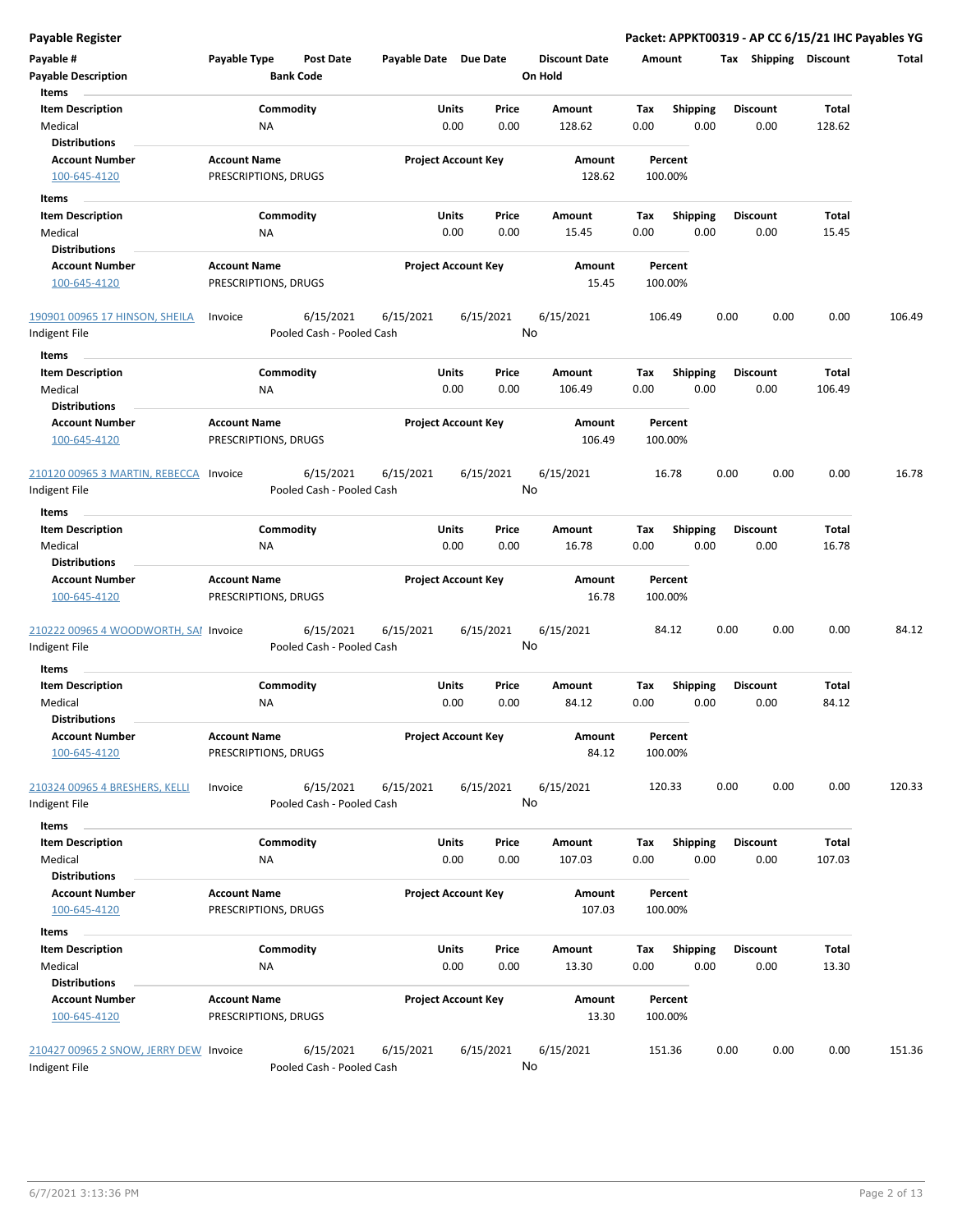**Payable Register** — **Packet: APPKT00319 - AP CC 6/15/21 IHC Payables YG**

| Payable # | Payable Type | Post Date | Payable Date | Due Date | Discount Date | Amount | Tax | Shipping | Discount | Total |
|---|---|---|---|---|---|---|---|---|---|---|
| **Payable Description** | | **Bank Code** | | | **On Hold** | | | | | |

**Items**

| Item Description | Commodity | Units | Price | Amount | Tax | Shipping | Discount | Total |
|---|---|---|---|---|---|---|---|---|
| Medical | NA | 0.00 | 0.00 | 128.62 | 0.00 | 0.00 | 0.00 | 128.62 |

**Distributions**

| Account Number | Account Name | Project Account Key | Amount | Percent |
|---|---|---|---|---|
| 100-645-4120 | PRESCRIPTIONS, DRUGS | | 128.62 | 100.00% |

**Items**

| Item Description | Commodity | Units | Price | Amount | Tax | Shipping | Discount | Total |
|---|---|---|---|---|---|---|---|---|
| Medical | NA | 0.00 | 0.00 | 15.45 | 0.00 | 0.00 | 0.00 | 15.45 |

**Distributions**

| Account Number | Account Name | Project Account Key | Amount | Percent |
|---|---|---|---|---|
| 100-645-4120 | PRESCRIPTIONS, DRUGS | | 15.45 | 100.00% |

| Payable # | Payable Type | Post Date | Payable Date | Due Date | Discount Date | Amount | Tax | Shipping | Discount | Total |
|---|---|---|---|---|---|---|---|---|---|---|
| 190901 00965 17 HINSON, SHEILA | Invoice | 6/15/2021 | 6/15/2021 | 6/15/2021 | 6/15/2021 | 106.49 | 0.00 | 0.00 | 0.00 | 106.49 |
| Indigent File | | Pooled Cash - Pooled Cash | | | No | | | | | |

**Items**

| Item Description | Commodity | Units | Price | Amount | Tax | Shipping | Discount | Total |
|---|---|---|---|---|---|---|---|---|
| Medical | NA | 0.00 | 0.00 | 106.49 | 0.00 | 0.00 | 0.00 | 106.49 |

**Distributions**

| Account Number | Account Name | Project Account Key | Amount | Percent |
|---|---|---|---|---|
| 100-645-4120 | PRESCRIPTIONS, DRUGS | | 106.49 | 100.00% |

| Payable # | Payable Type | Post Date | Payable Date | Due Date | Discount Date | Amount | Tax | Shipping | Discount | Total |
|---|---|---|---|---|---|---|---|---|---|---|
| 210120 00965 3 MARTIN, REBECCA | Invoice | 6/15/2021 | 6/15/2021 | 6/15/2021 | 6/15/2021 | 16.78 | 0.00 | 0.00 | 0.00 | 16.78 |
| Indigent File | | Pooled Cash - Pooled Cash | | | No | | | | | |

**Items**

| Item Description | Commodity | Units | Price | Amount | Tax | Shipping | Discount | Total |
|---|---|---|---|---|---|---|---|---|
| Medical | NA | 0.00 | 0.00 | 16.78 | 0.00 | 0.00 | 0.00 | 16.78 |

**Distributions**

| Account Number | Account Name | Project Account Key | Amount | Percent |
|---|---|---|---|---|
| 100-645-4120 | PRESCRIPTIONS, DRUGS | | 16.78 | 100.00% |

| Payable # | Payable Type | Post Date | Payable Date | Due Date | Discount Date | Amount | Tax | Shipping | Discount | Total |
|---|---|---|---|---|---|---|---|---|---|---|
| 210222 00965 4 WOODWORTH, SAI | Invoice | 6/15/2021 | 6/15/2021 | 6/15/2021 | 6/15/2021 | 84.12 | 0.00 | 0.00 | 0.00 | 84.12 |
| Indigent File | | Pooled Cash - Pooled Cash | | | No | | | | | |

**Items**

| Item Description | Commodity | Units | Price | Amount | Tax | Shipping | Discount | Total |
|---|---|---|---|---|---|---|---|---|
| Medical | NA | 0.00 | 0.00 | 84.12 | 0.00 | 0.00 | 0.00 | 84.12 |

**Distributions**

| Account Number | Account Name | Project Account Key | Amount | Percent |
|---|---|---|---|---|
| 100-645-4120 | PRESCRIPTIONS, DRUGS | | 84.12 | 100.00% |

| Payable # | Payable Type | Post Date | Payable Date | Due Date | Discount Date | Amount | Tax | Shipping | Discount | Total |
|---|---|---|---|---|---|---|---|---|---|---|
| 210324 00965 4 BRESHERS, KELLI | Invoice | 6/15/2021 | 6/15/2021 | 6/15/2021 | 6/15/2021 | 120.33 | 0.00 | 0.00 | 0.00 | 120.33 |
| Indigent File | | Pooled Cash - Pooled Cash | | | No | | | | | |

**Items**

| Item Description | Commodity | Units | Price | Amount | Tax | Shipping | Discount | Total |
|---|---|---|---|---|---|---|---|---|
| Medical | NA | 0.00 | 0.00 | 107.03 | 0.00 | 0.00 | 0.00 | 107.03 |

**Distributions**

| Account Number | Account Name | Project Account Key | Amount | Percent |
|---|---|---|---|---|
| 100-645-4120 | PRESCRIPTIONS, DRUGS | | 107.03 | 100.00% |

**Items**

| Item Description | Commodity | Units | Price | Amount | Tax | Shipping | Discount | Total |
|---|---|---|---|---|---|---|---|---|
| Medical | NA | 0.00 | 0.00 | 13.30 | 0.00 | 0.00 | 0.00 | 13.30 |

**Distributions**

| Account Number | Account Name | Project Account Key | Amount | Percent |
|---|---|---|---|---|
| 100-645-4120 | PRESCRIPTIONS, DRUGS | | 13.30 | 100.00% |

| Payable # | Payable Type | Post Date | Payable Date | Due Date | Discount Date | Amount | Tax | Shipping | Discount | Total |
|---|---|---|---|---|---|---|---|---|---|---|
| 210427 00965 2 SNOW, JERRY DEW | Invoice | 6/15/2021 | 6/15/2021 | 6/15/2021 | 6/15/2021 | 151.36 | 0.00 | 0.00 | 0.00 | 151.36 |
| Indigent File | | Pooled Cash - Pooled Cash | | | No | | | | | |

6/7/2021 3:13:36 PM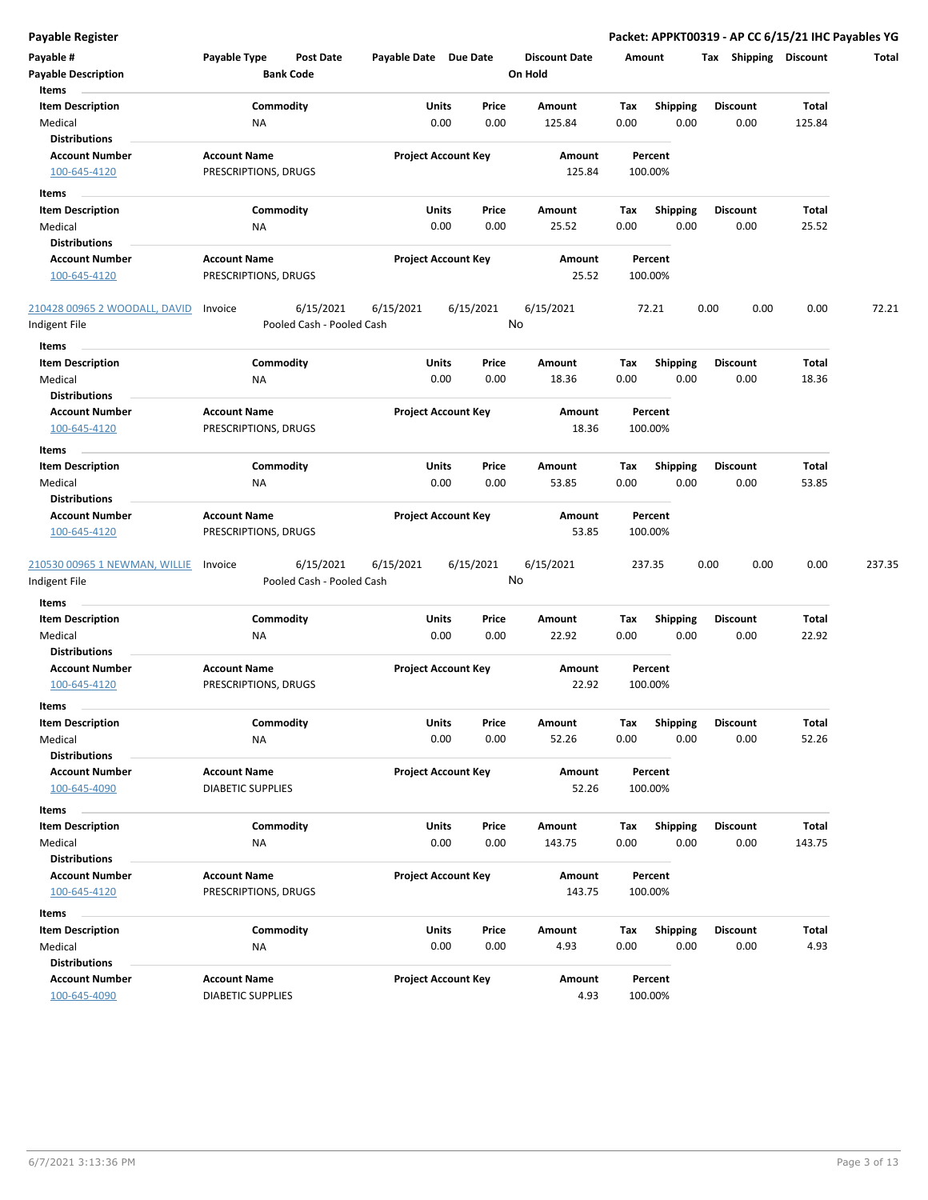**Payable Register**

**Packet: APPKT00319 - AP CC 6/15/21 IHC Payables YG**

| Payable # | Payable Type | Post Date | Payable Date | Due Date | Discount Date | Amount | Tax | Shipping | Discount | Total |
|---|---|---|---|---|---|---|---|---|---|---|
| **Payable Description** | | **Bank Code** | | | **On Hold** | | | | | |

**Items**

| Item Description | Commodity | Units | Price | Amount | Tax | Shipping | Discount | Total |
|---|---|---|---|---|---|---|---|---|
| Medical | NA | 0.00 | 0.00 | 125.84 | 0.00 | 0.00 | 0.00 | 125.84 |

**Distributions**

| Account Number | Account Name | Project Account Key | Amount | Percent |
|---|---|---|---|---|
| 100-645-4120 | PRESCRIPTIONS, DRUGS | | 125.84 | 100.00% |

**Items**

| Item Description | Commodity | Units | Price | Amount | Tax | Shipping | Discount | Total |
|---|---|---|---|---|---|---|---|---|
| Medical | NA | 0.00 | 0.00 | 25.52 | 0.00 | 0.00 | 0.00 | 25.52 |

**Distributions**

| Account Number | Account Name | Project Account Key | Amount | Percent |
|---|---|---|---|---|
| 100-645-4120 | PRESCRIPTIONS, DRUGS | | 25.52 | 100.00% |

| Payable # | Payable Type | Post Date | Payable Date | Due Date | Discount Date | Amount | Tax | Shipping | Discount | Total |
|---|---|---|---|---|---|---|---|---|---|---|
| 210428 00965 2 WOODALL, DAVID | Invoice | 6/15/2021 | 6/15/2021 | 6/15/2021 | 6/15/2021 | 72.21 | 0.00 | 0.00 | 0.00 | 72.21 |
| Indigent File | | Pooled Cash - Pooled Cash | | | No | | | | | |

**Items**

| Item Description | Commodity | Units | Price | Amount | Tax | Shipping | Discount | Total |
|---|---|---|---|---|---|---|---|---|
| Medical | NA | 0.00 | 0.00 | 18.36 | 0.00 | 0.00 | 0.00 | 18.36 |

**Distributions**

| Account Number | Account Name | Project Account Key | Amount | Percent |
|---|---|---|---|---|
| 100-645-4120 | PRESCRIPTIONS, DRUGS | | 18.36 | 100.00% |

**Items**

| Item Description | Commodity | Units | Price | Amount | Tax | Shipping | Discount | Total |
|---|---|---|---|---|---|---|---|---|
| Medical | NA | 0.00 | 0.00 | 53.85 | 0.00 | 0.00 | 0.00 | 53.85 |

**Distributions**

| Account Number | Account Name | Project Account Key | Amount | Percent |
|---|---|---|---|---|
| 100-645-4120 | PRESCRIPTIONS, DRUGS | | 53.85 | 100.00% |

| Payable # | Payable Type | Post Date | Payable Date | Due Date | Discount Date | Amount | Tax | Shipping | Discount | Total |
|---|---|---|---|---|---|---|---|---|---|---|
| 210530 00965 1 NEWMAN, WILLIE | Invoice | 6/15/2021 | 6/15/2021 | 6/15/2021 | 6/15/2021 | 237.35 | 0.00 | 0.00 | 0.00 | 237.35 |
| Indigent File | | Pooled Cash - Pooled Cash | | | No | | | | | |

**Items**

| Item Description | Commodity | Units | Price | Amount | Tax | Shipping | Discount | Total |
|---|---|---|---|---|---|---|---|---|
| Medical | NA | 0.00 | 0.00 | 22.92 | 0.00 | 0.00 | 0.00 | 22.92 |

**Distributions**

| Account Number | Account Name | Project Account Key | Amount | Percent |
|---|---|---|---|---|
| 100-645-4120 | PRESCRIPTIONS, DRUGS | | 22.92 | 100.00% |

**Items**

| Item Description | Commodity | Units | Price | Amount | Tax | Shipping | Discount | Total |
|---|---|---|---|---|---|---|---|---|
| Medical | NA | 0.00 | 0.00 | 52.26 | 0.00 | 0.00 | 0.00 | 52.26 |

**Distributions**

| Account Number | Account Name | Project Account Key | Amount | Percent |
|---|---|---|---|---|
| 100-645-4090 | DIABETIC SUPPLIES | | 52.26 | 100.00% |

**Items**

| Item Description | Commodity | Units | Price | Amount | Tax | Shipping | Discount | Total |
|---|---|---|---|---|---|---|---|---|
| Medical | NA | 0.00 | 0.00 | 143.75 | 0.00 | 0.00 | 0.00 | 143.75 |

**Distributions**

| Account Number | Account Name | Project Account Key | Amount | Percent |
|---|---|---|---|---|
| 100-645-4120 | PRESCRIPTIONS, DRUGS | | 143.75 | 100.00% |

**Items**

| Item Description | Commodity | Units | Price | Amount | Tax | Shipping | Discount | Total |
|---|---|---|---|---|---|---|---|---|
| Medical | NA | 0.00 | 0.00 | 4.93 | 0.00 | 0.00 | 0.00 | 4.93 |

**Distributions**

| Account Number | Account Name | Project Account Key | Amount | Percent |
|---|---|---|---|---|
| 100-645-4090 | DIABETIC SUPPLIES | | 4.93 | 100.00% |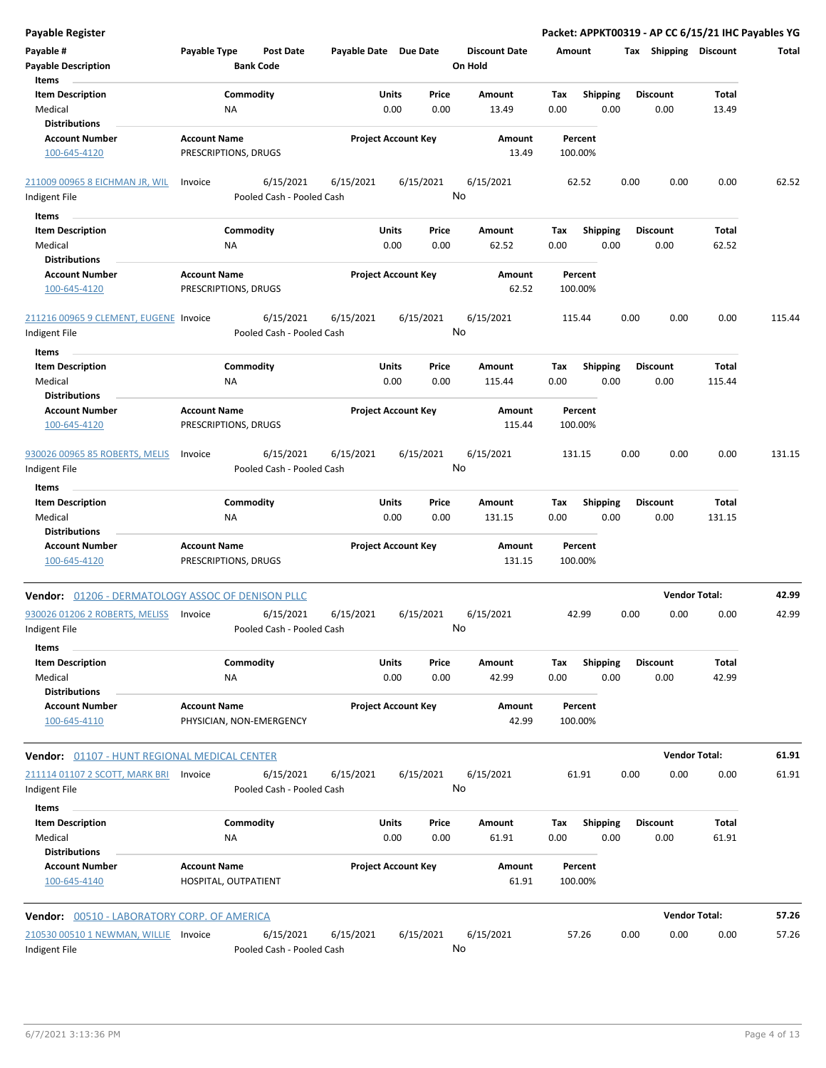**Payable Register** — **Packet: APPKT00319 - AP CC 6/15/21 IHC Payables YG**

| Payable # | Payable Type | Post Date | Payable Date | Due Date | Discount Date | Amount | Tax | Shipping | Discount | Total |
|---|---|---|---|---|---|---|---|---|---|---|
| Payable Description | | Bank Code | | | On Hold | | | | | |

| Item Description | Commodity | Units | Price | Amount | Tax | Shipping | Discount | Total |
|---|---|---|---|---|---|---|---|---|
| Medical | NA | 0.00 | 0.00 | 13.49 | 0.00 | 0.00 | 0.00 | 13.49 |

| Account Number | Account Name | Project Account Key | Amount | Percent |
|---|---|---|---|---|
| 100-645-4120 | PRESCRIPTIONS, DRUGS | | 13.49 | 100.00% |

| Payable # | Payable Type | Post Date | Payable Date | Due Date | Discount Date | Amount | Tax | Shipping | Discount | Total |
|---|---|---|---|---|---|---|---|---|---|---|
| 211009 00965 8 EICHMAN JR, WIL | Invoice | 6/15/2021 | 6/15/2021 | 6/15/2021 | 6/15/2021 | 62.52 | 0.00 | 0.00 | 0.00 | 62.52 |
| Indigent File | | Pooled Cash - Pooled Cash | | | No | | | | | |

| Item Description | Commodity | Units | Price | Amount | Tax | Shipping | Discount | Total |
|---|---|---|---|---|---|---|---|---|
| Medical | NA | 0.00 | 0.00 | 62.52 | 0.00 | 0.00 | 0.00 | 62.52 |

| Account Number | Account Name | Project Account Key | Amount | Percent |
|---|---|---|---|---|
| 100-645-4120 | PRESCRIPTIONS, DRUGS | | 62.52 | 100.00% |

| Payable # | Payable Type | Post Date | Payable Date | Due Date | Discount Date | Amount | Tax | Shipping | Discount | Total |
|---|---|---|---|---|---|---|---|---|---|---|
| 211216 00965 9 CLEMENT, EUGENE | Invoice | 6/15/2021 | 6/15/2021 | 6/15/2021 | 6/15/2021 | 115.44 | 0.00 | 0.00 | 0.00 | 115.44 |
| Indigent File | | Pooled Cash - Pooled Cash | | | No | | | | | |

| Item Description | Commodity | Units | Price | Amount | Tax | Shipping | Discount | Total |
|---|---|---|---|---|---|---|---|---|
| Medical | NA | 0.00 | 0.00 | 115.44 | 0.00 | 0.00 | 0.00 | 115.44 |

| Account Number | Account Name | Project Account Key | Amount | Percent |
|---|---|---|---|---|
| 100-645-4120 | PRESCRIPTIONS, DRUGS | | 115.44 | 100.00% |

| Payable # | Payable Type | Post Date | Payable Date | Due Date | Discount Date | Amount | Tax | Shipping | Discount | Total |
|---|---|---|---|---|---|---|---|---|---|---|
| 930026 00965 85 ROBERTS, MELIS | Invoice | 6/15/2021 | 6/15/2021 | 6/15/2021 | 6/15/2021 | 131.15 | 0.00 | 0.00 | 0.00 | 131.15 |
| Indigent File | | Pooled Cash - Pooled Cash | | | No | | | | | |

| Item Description | Commodity | Units | Price | Amount | Tax | Shipping | Discount | Total |
|---|---|---|---|---|---|---|---|---|
| Medical | NA | 0.00 | 0.00 | 131.15 | 0.00 | 0.00 | 0.00 | 131.15 |

| Account Number | Account Name | Project Account Key | Amount | Percent |
|---|---|---|---|---|
| 100-645-4120 | PRESCRIPTIONS, DRUGS | | 131.15 | 100.00% |

**Vendor: 01206 - DERMATOLOGY ASSOC OF DENISON PLLC** — **Vendor Total: 42.99**

| Payable # | Payable Type | Post Date | Payable Date | Due Date | Discount Date | Amount | Tax | Shipping | Discount | Total |
|---|---|---|---|---|---|---|---|---|---|---|
| 930026 01206 2 ROBERTS, MELISS | Invoice | 6/15/2021 | 6/15/2021 | 6/15/2021 | 6/15/2021 | 42.99 | 0.00 | 0.00 | 0.00 | 42.99 |
| Indigent File | | Pooled Cash - Pooled Cash | | | No | | | | | |

| Item Description | Commodity | Units | Price | Amount | Tax | Shipping | Discount | Total |
|---|---|---|---|---|---|---|---|---|
| Medical | NA | 0.00 | 0.00 | 42.99 | 0.00 | 0.00 | 0.00 | 42.99 |

| Account Number | Account Name | Project Account Key | Amount | Percent |
|---|---|---|---|---|
| 100-645-4110 | PHYSICIAN, NON-EMERGENCY | | 42.99 | 100.00% |

**Vendor: 01107 - HUNT REGIONAL MEDICAL CENTER** — **Vendor Total: 61.91**

| Payable # | Payable Type | Post Date | Payable Date | Due Date | Discount Date | Amount | Tax | Shipping | Discount | Total |
|---|---|---|---|---|---|---|---|---|---|---|
| 211114 01107 2 SCOTT, MARK BRI | Invoice | 6/15/2021 | 6/15/2021 | 6/15/2021 | 6/15/2021 | 61.91 | 0.00 | 0.00 | 0.00 | 61.91 |
| Indigent File | | Pooled Cash - Pooled Cash | | | No | | | | | |

| Item Description | Commodity | Units | Price | Amount | Tax | Shipping | Discount | Total |
|---|---|---|---|---|---|---|---|---|
| Medical | NA | 0.00 | 0.00 | 61.91 | 0.00 | 0.00 | 0.00 | 61.91 |

| Account Number | Account Name | Project Account Key | Amount | Percent |
|---|---|---|---|---|
| 100-645-4140 | HOSPITAL, OUTPATIENT | | 61.91 | 100.00% |

**Vendor: 00510 - LABORATORY CORP. OF AMERICA** — **Vendor Total: 57.26**

| Payable # | Payable Type | Post Date | Payable Date | Due Date | Discount Date | Amount | Tax | Shipping | Discount | Total |
|---|---|---|---|---|---|---|---|---|---|---|
| 210530 00510 1 NEWMAN, WILLIE | Invoice | 6/15/2021 | 6/15/2021 | 6/15/2021 | 6/15/2021 | 57.26 | 0.00 | 0.00 | 0.00 | 57.26 |
| Indigent File | | Pooled Cash - Pooled Cash | | | No | | | | | |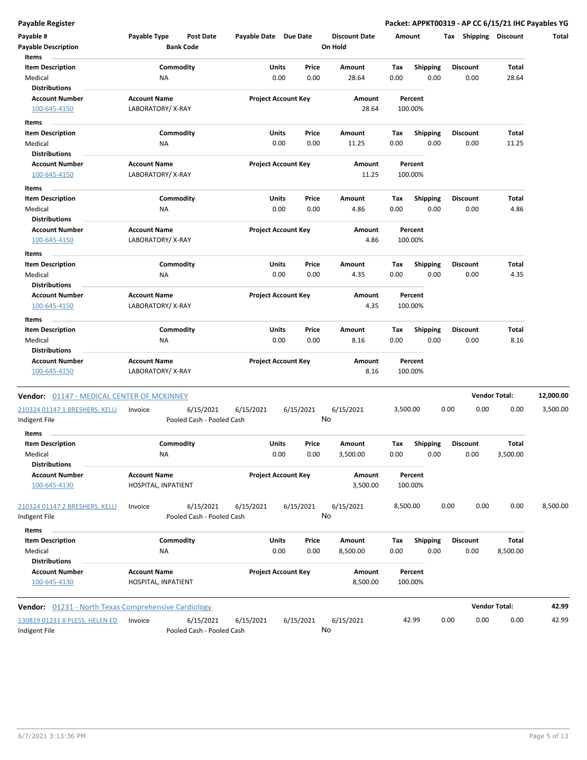| Payable # | Payable Type | Post Date | Payable Date | Due Date | Discount Date | Amount | Tax | Shipping | Discount | Total |
|---|---|---|---|---|---|---|---|---|---|---|
| Payable Description | | Bank Code | | | On Hold | | | | | |

**Items**

| Item Description | Commodity | Units | Price | Amount | Tax | Shipping | Discount | Total |
|---|---|---|---|---|---|---|---|---|
| Medical | NA | 0.00 | 0.00 | 28.64 | 0.00 | 0.00 | 0.00 | 28.64 |

**Distributions**

| Account Number | Account Name | Project Account Key | Amount | Percent |
|---|---|---|---|---|
| 100-645-4150 | LABORATORY/ X-RAY | | 28.64 | 100.00% |

**Items**

| Item Description | Commodity | Units | Price | Amount | Tax | Shipping | Discount | Total |
|---|---|---|---|---|---|---|---|---|
| Medical | NA | 0.00 | 0.00 | 11.25 | 0.00 | 0.00 | 0.00 | 11.25 |

**Distributions**

| Account Number | Account Name | Project Account Key | Amount | Percent |
|---|---|---|---|---|
| 100-645-4150 | LABORATORY/ X-RAY | | 11.25 | 100.00% |

**Items**

| Item Description | Commodity | Units | Price | Amount | Tax | Shipping | Discount | Total |
|---|---|---|---|---|---|---|---|---|
| Medical | NA | 0.00 | 0.00 | 4.86 | 0.00 | 0.00 | 0.00 | 4.86 |

**Distributions**

| Account Number | Account Name | Project Account Key | Amount | Percent |
|---|---|---|---|---|
| 100-645-4150 | LABORATORY/ X-RAY | | 4.86 | 100.00% |

**Items**

| Item Description | Commodity | Units | Price | Amount | Tax | Shipping | Discount | Total |
|---|---|---|---|---|---|---|---|---|
| Medical | NA | 0.00 | 0.00 | 4.35 | 0.00 | 0.00 | 0.00 | 4.35 |

**Distributions**

| Account Number | Account Name | Project Account Key | Amount | Percent |
|---|---|---|---|---|
| 100-645-4150 | LABORATORY/ X-RAY | | 4.35 | 100.00% |

**Items**

| Item Description | Commodity | Units | Price | Amount | Tax | Shipping | Discount | Total |
|---|---|---|---|---|---|---|---|---|
| Medical | NA | 0.00 | 0.00 | 8.16 | 0.00 | 0.00 | 0.00 | 8.16 |

**Distributions**

| Account Number | Account Name | Project Account Key | Amount | Percent |
|---|---|---|---|---|
| 100-645-4150 | LABORATORY/ X-RAY | | 8.16 | 100.00% |

**Vendor:** 01147 - MEDICAL CENTER OF MCKINNEY — **Vendor Total: 12,000.00**

| Payable # | Payable Type | Post Date | Payable Date | Due Date | Discount Date | Amount | Tax | Shipping | Discount | Total |
|---|---|---|---|---|---|---|---|---|---|---|
| 210324 01147 1 BRESHERS, KELLI | Invoice | 6/15/2021 | 6/15/2021 | 6/15/2021 | 6/15/2021 | 3,500.00 | 0.00 | 0.00 | 0.00 | 3,500.00 |
| Indigent File | | Pooled Cash - Pooled Cash | | | No | | | | | |

**Items**

| Item Description | Commodity | Units | Price | Amount | Tax | Shipping | Discount | Total |
|---|---|---|---|---|---|---|---|---|
| Medical | NA | 0.00 | 0.00 | 3,500.00 | 0.00 | 0.00 | 0.00 | 3,500.00 |

**Distributions**

| Account Number | Account Name | Project Account Key | Amount | Percent |
|---|---|---|---|---|
| 100-645-4130 | HOSPITAL, INPATIENT | | 3,500.00 | 100.00% |

| Payable # | Payable Type | Post Date | Payable Date | Due Date | Discount Date | Amount | Tax | Shipping | Discount | Total |
|---|---|---|---|---|---|---|---|---|---|---|
| 210324 01147 2 BRESHERS, KELLI | Invoice | 6/15/2021 | 6/15/2021 | 6/15/2021 | 6/15/2021 | 8,500.00 | 0.00 | 0.00 | 0.00 | 8,500.00 |
| Indigent File | | Pooled Cash - Pooled Cash | | | No | | | | | |

**Items**

| Item Description | Commodity | Units | Price | Amount | Tax | Shipping | Discount | Total |
|---|---|---|---|---|---|---|---|---|
| Medical | NA | 0.00 | 0.00 | 8,500.00 | 0.00 | 0.00 | 0.00 | 8,500.00 |

**Distributions**

| Account Number | Account Name | Project Account Key | Amount | Percent |
|---|---|---|---|---|
| 100-645-4130 | HOSPITAL, INPATIENT | | 8,500.00 | 100.00% |

**Vendor:** 01231 - North Texas Comprehensive Cardiology — **Vendor Total: 42.99**

| Payable # | Payable Type | Post Date | Payable Date | Due Date | Discount Date | Amount | Tax | Shipping | Discount | Total |
|---|---|---|---|---|---|---|---|---|---|---|
| 130819 01231 8 PLESS, HELEN ED | Invoice | 6/15/2021 | 6/15/2021 | 6/15/2021 | 6/15/2021 | 42.99 | 0.00 | 0.00 | 0.00 | 42.99 |
| Indigent File | | Pooled Cash - Pooled Cash | | | No | | | | | |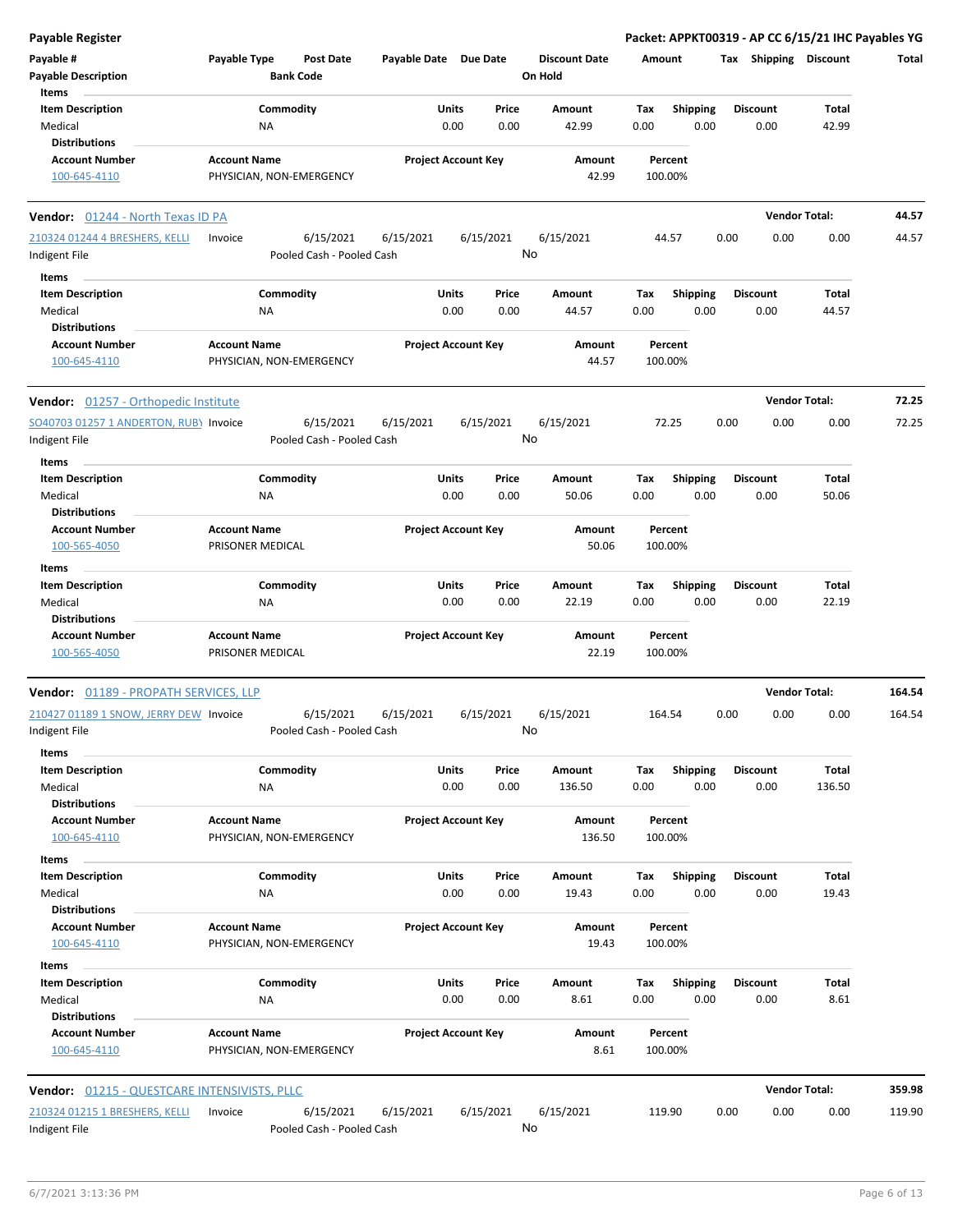**Payable Register** — **Packet: APPKT00319 - AP CC 6/15/21 IHC Payables YG**

| Payable # | Payable Type | Post Date | Payable Date | Due Date | Discount Date | Amount | Tax | Shipping | Discount | Total |
|---|---|---|---|---|---|---|---|---|---|---|
| Payable Description | | Bank Code | | | On Hold | | | | | |

**Items**

| Item Description | Commodity | Units | Price | Amount | Tax | Shipping | Discount | Total |
|---|---|---|---|---|---|---|---|---|
| Medical | NA | 0.00 | 0.00 | 42.99 | 0.00 | 0.00 | 0.00 | 42.99 |

**Distributions**

| Account Number | Account Name | Project Account Key | Amount | Percent |
|---|---|---|---|---|
| 100-645-4110 | PHYSICIAN, NON-EMERGENCY | | 42.99 | 100.00% |

---

**Vendor: 01244 - North Texas ID PA** — **Vendor Total: 44.57**

| Payable # | Payable Type | Post Date | Payable Date | Due Date | Discount Date | Amount | Tax | Shipping | Discount | Total |
|---|---|---|---|---|---|---|---|---|---|---|
| 210324 01244 4 BRESHERS, KELLI | Invoice | 6/15/2021 | 6/15/2021 | 6/15/2021 | 6/15/2021 | 44.57 | 0.00 | 0.00 | 0.00 | 44.57 |
| Indigent File | | Pooled Cash - Pooled Cash | | | No | | | | | |

**Items**

| Item Description | Commodity | Units | Price | Amount | Tax | Shipping | Discount | Total |
|---|---|---|---|---|---|---|---|---|
| Medical | NA | 0.00 | 0.00 | 44.57 | 0.00 | 0.00 | 0.00 | 44.57 |

**Distributions**

| Account Number | Account Name | Project Account Key | Amount | Percent |
|---|---|---|---|---|
| 100-645-4110 | PHYSICIAN, NON-EMERGENCY | | 44.57 | 100.00% |

---

**Vendor: 01257 - Orthopedic Institute** — **Vendor Total: 72.25**

| Payable # | Payable Type | Post Date | Payable Date | Due Date | Discount Date | Amount | Tax | Shipping | Discount | Total |
|---|---|---|---|---|---|---|---|---|---|---|
| SO40703 01257 1 ANDERTON, RUBY | Invoice | 6/15/2021 | 6/15/2021 | 6/15/2021 | 6/15/2021 | 72.25 | 0.00 | 0.00 | 0.00 | 72.25 |
| Indigent File | | Pooled Cash - Pooled Cash | | | No | | | | | |

**Items**

| Item Description | Commodity | Units | Price | Amount | Tax | Shipping | Discount | Total |
|---|---|---|---|---|---|---|---|---|
| Medical | NA | 0.00 | 0.00 | 50.06 | 0.00 | 0.00 | 0.00 | 50.06 |

**Distributions**

| Account Number | Account Name | Project Account Key | Amount | Percent |
|---|---|---|---|---|
| 100-565-4050 | PRISONER MEDICAL | | 50.06 | 100.00% |

**Items**

| Item Description | Commodity | Units | Price | Amount | Tax | Shipping | Discount | Total |
|---|---|---|---|---|---|---|---|---|
| Medical | NA | 0.00 | 0.00 | 22.19 | 0.00 | 0.00 | 0.00 | 22.19 |

**Distributions**

| Account Number | Account Name | Project Account Key | Amount | Percent |
|---|---|---|---|---|
| 100-565-4050 | PRISONER MEDICAL | | 22.19 | 100.00% |

---

**Vendor: 01189 - PROPATH SERVICES, LLP** — **Vendor Total: 164.54**

| Payable # | Payable Type | Post Date | Payable Date | Due Date | Discount Date | Amount | Tax | Shipping | Discount | Total |
|---|---|---|---|---|---|---|---|---|---|---|
| 210427 01189 1 SNOW, JERRY DEW | Invoice | 6/15/2021 | 6/15/2021 | 6/15/2021 | 6/15/2021 | 164.54 | 0.00 | 0.00 | 0.00 | 164.54 |
| Indigent File | | Pooled Cash - Pooled Cash | | | No | | | | | |

**Items**

| Item Description | Commodity | Units | Price | Amount | Tax | Shipping | Discount | Total |
|---|---|---|---|---|---|---|---|---|
| Medical | NA | 0.00 | 0.00 | 136.50 | 0.00 | 0.00 | 0.00 | 136.50 |

**Distributions**

| Account Number | Account Name | Project Account Key | Amount | Percent |
|---|---|---|---|---|
| 100-645-4110 | PHYSICIAN, NON-EMERGENCY | | 136.50 | 100.00% |

**Items**

| Item Description | Commodity | Units | Price | Amount | Tax | Shipping | Discount | Total |
|---|---|---|---|---|---|---|---|---|
| Medical | NA | 0.00 | 0.00 | 19.43 | 0.00 | 0.00 | 0.00 | 19.43 |

**Distributions**

| Account Number | Account Name | Project Account Key | Amount | Percent |
|---|---|---|---|---|
| 100-645-4110 | PHYSICIAN, NON-EMERGENCY | | 19.43 | 100.00% |

**Items**

| Item Description | Commodity | Units | Price | Amount | Tax | Shipping | Discount | Total |
|---|---|---|---|---|---|---|---|---|
| Medical | NA | 0.00 | 0.00 | 8.61 | 0.00 | 0.00 | 0.00 | 8.61 |

**Distributions**

| Account Number | Account Name | Project Account Key | Amount | Percent |
|---|---|---|---|---|
| 100-645-4110 | PHYSICIAN, NON-EMERGENCY | | 8.61 | 100.00% |

---

**Vendor: 01215 - QUESTCARE INTENSIVISTS, PLLC** — **Vendor Total: 359.98**

| Payable # | Payable Type | Post Date | Payable Date | Due Date | Discount Date | Amount | Tax | Shipping | Discount | Total |
|---|---|---|---|---|---|---|---|---|---|---|
| 210324 01215 1 BRESHERS, KELLI | Invoice | 6/15/2021 | 6/15/2021 | 6/15/2021 | 6/15/2021 | 119.90 | 0.00 | 0.00 | 0.00 | 119.90 |
| Indigent File | | Pooled Cash - Pooled Cash | | | No | | | | | |

6/7/2021 3:13:36 PM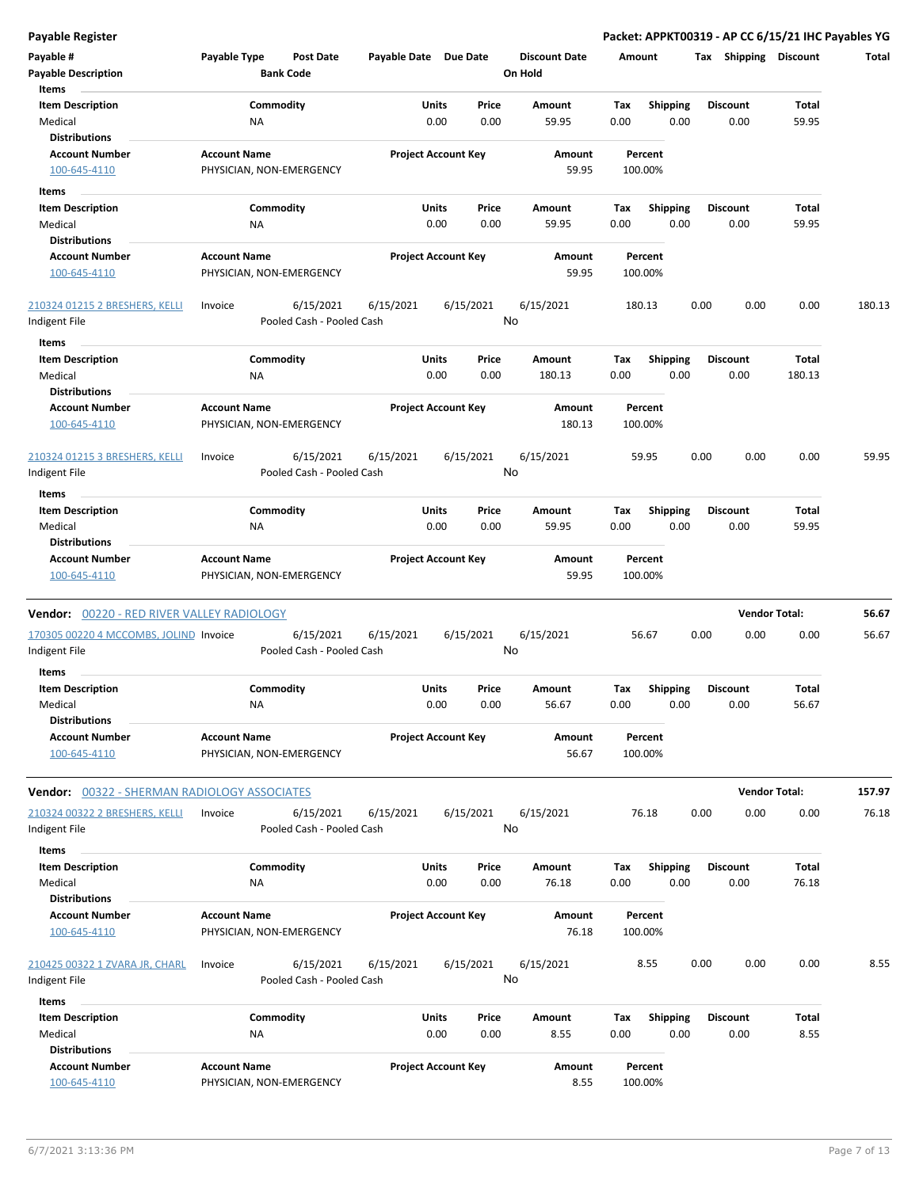| Payable # | Payable Type | Post Date | Payable Date | Due Date | Discount Date | Amount | Tax | Shipping | Discount | Total |
|---|---|---|---|---|---|---|---|---|---|---|
| Payable Description | | Bank Code | | | On Hold | | | | | |

**Items**

| Item Description | Commodity | Units | Price | Amount | Tax | Shipping | Discount | Total |
|---|---|---|---|---|---|---|---|---|
| Medical | NA | 0.00 | 0.00 | 59.95 | 0.00 | 0.00 | 0.00 | 59.95 |

**Distributions**

| Account Number | Account Name | Project Account Key | Amount | Percent |
|---|---|---|---|---|
| 100-645-4110 | PHYSICIAN, NON-EMERGENCY | | 59.95 | 100.00% |

**Items**

| Item Description | Commodity | Units | Price | Amount | Tax | Shipping | Discount | Total |
|---|---|---|---|---|---|---|---|---|
| Medical | NA | 0.00 | 0.00 | 59.95 | 0.00 | 0.00 | 0.00 | 59.95 |

**Distributions**

| Account Number | Account Name | Project Account Key | Amount | Percent |
|---|---|---|---|---|
| 100-645-4110 | PHYSICIAN, NON-EMERGENCY | | 59.95 | 100.00% |

| Payable # | Payable Type | Post Date | Payable Date | Due Date | Discount Date | Amount | Tax | Shipping | Discount | Total |
|---|---|---|---|---|---|---|---|---|---|---|
| 210324 01215 2 BRESHERS, KELLI | Invoice | 6/15/2021 | 6/15/2021 | 6/15/2021 | 6/15/2021 | 180.13 | 0.00 | 0.00 | 0.00 | 180.13 |
| Indigent File | | Pooled Cash - Pooled Cash | | | No | | | | | |

**Items**

| Item Description | Commodity | Units | Price | Amount | Tax | Shipping | Discount | Total |
|---|---|---|---|---|---|---|---|---|
| Medical | NA | 0.00 | 0.00 | 180.13 | 0.00 | 0.00 | 0.00 | 180.13 |

**Distributions**

| Account Number | Account Name | Project Account Key | Amount | Percent |
|---|---|---|---|---|
| 100-645-4110 | PHYSICIAN, NON-EMERGENCY | | 180.13 | 100.00% |

| Payable # | Payable Type | Post Date | Payable Date | Due Date | Discount Date | Amount | Tax | Shipping | Discount | Total |
|---|---|---|---|---|---|---|---|---|---|---|
| 210324 01215 3 BRESHERS, KELLI | Invoice | 6/15/2021 | 6/15/2021 | 6/15/2021 | 6/15/2021 | 59.95 | 0.00 | 0.00 | 0.00 | 59.95 |
| Indigent File | | Pooled Cash - Pooled Cash | | | No | | | | | |

**Items**

| Item Description | Commodity | Units | Price | Amount | Tax | Shipping | Discount | Total |
|---|---|---|---|---|---|---|---|---|
| Medical | NA | 0.00 | 0.00 | 59.95 | 0.00 | 0.00 | 0.00 | 59.95 |

**Distributions**

| Account Number | Account Name | Project Account Key | Amount | Percent |
|---|---|---|---|---|
| 100-645-4110 | PHYSICIAN, NON-EMERGENCY | | 59.95 | 100.00% |

## Vendor: 00220 - RED RIVER VALLEY RADIOLOGY — Vendor Total: 56.67

| Payable # | Payable Type | Post Date | Payable Date | Due Date | Discount Date | Amount | Tax | Shipping | Discount | Total |
|---|---|---|---|---|---|---|---|---|---|---|
| 170305 00220 4 MCCOMBS, JOLIND | Invoice | 6/15/2021 | 6/15/2021 | 6/15/2021 | 6/15/2021 | 56.67 | 0.00 | 0.00 | 0.00 | 56.67 |
| Indigent File | | Pooled Cash - Pooled Cash | | | No | | | | | |

**Items**

| Item Description | Commodity | Units | Price | Amount | Tax | Shipping | Discount | Total |
|---|---|---|---|---|---|---|---|---|
| Medical | NA | 0.00 | 0.00 | 56.67 | 0.00 | 0.00 | 0.00 | 56.67 |

**Distributions**

| Account Number | Account Name | Project Account Key | Amount | Percent |
|---|---|---|---|---|
| 100-645-4110 | PHYSICIAN, NON-EMERGENCY | | 56.67 | 100.00% |

## Vendor: 00322 - SHERMAN RADIOLOGY ASSOCIATES — Vendor Total: 157.97

| Payable # | Payable Type | Post Date | Payable Date | Due Date | Discount Date | Amount | Tax | Shipping | Discount | Total |
|---|---|---|---|---|---|---|---|---|---|---|
| 210324 00322 2 BRESHERS, KELLI | Invoice | 6/15/2021 | 6/15/2021 | 6/15/2021 | 6/15/2021 | 76.18 | 0.00 | 0.00 | 0.00 | 76.18 |
| Indigent File | | Pooled Cash - Pooled Cash | | | No | | | | | |

**Items**

| Item Description | Commodity | Units | Price | Amount | Tax | Shipping | Discount | Total |
|---|---|---|---|---|---|---|---|---|
| Medical | NA | 0.00 | 0.00 | 76.18 | 0.00 | 0.00 | 0.00 | 76.18 |

**Distributions**

| Account Number | Account Name | Project Account Key | Amount | Percent |
|---|---|---|---|---|
| 100-645-4110 | PHYSICIAN, NON-EMERGENCY | | 76.18 | 100.00% |

| Payable # | Payable Type | Post Date | Payable Date | Due Date | Discount Date | Amount | Tax | Shipping | Discount | Total |
|---|---|---|---|---|---|---|---|---|---|---|
| 210425 00322 1 ZVARA JR, CHARL | Invoice | 6/15/2021 | 6/15/2021 | 6/15/2021 | 6/15/2021 | 8.55 | 0.00 | 0.00 | 0.00 | 8.55 |
| Indigent File | | Pooled Cash - Pooled Cash | | | No | | | | | |

**Items**

| Item Description | Commodity | Units | Price | Amount | Tax | Shipping | Discount | Total |
|---|---|---|---|---|---|---|---|---|
| Medical | NA | 0.00 | 0.00 | 8.55 | 0.00 | 0.00 | 0.00 | 8.55 |

**Distributions**

| Account Number | Account Name | Project Account Key | Amount | Percent |
|---|---|---|---|---|
| 100-645-4110 | PHYSICIAN, NON-EMERGENCY | | 8.55 | 100.00% |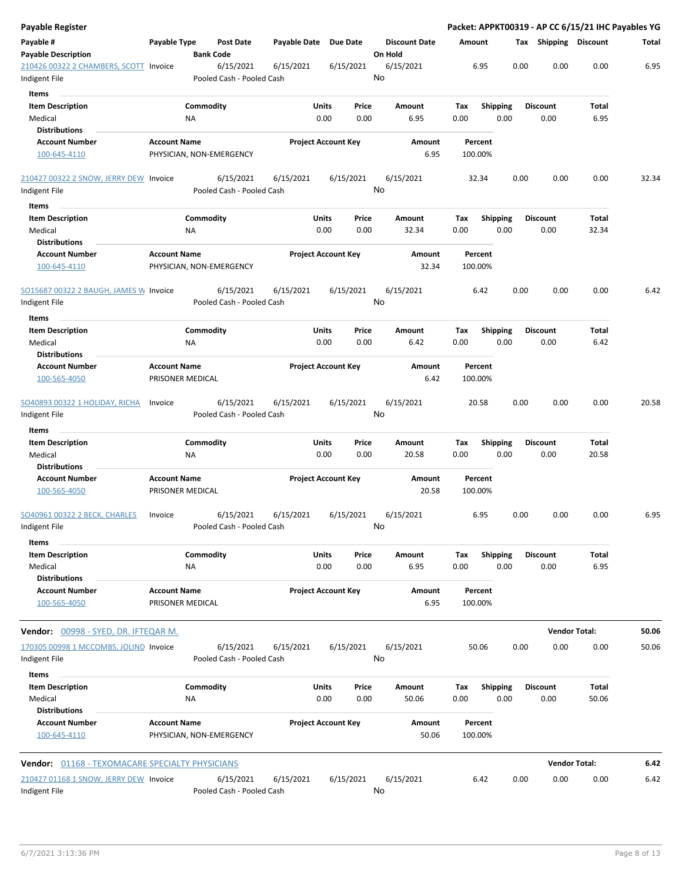## Payable Register

**Packet: APPKT00319 - AP CC 6/15/21 IHC Payables YG**

| Payable # / Payable Description | Payable Type | Post Date / Bank Code | Payable Date | Due Date | Discount Date / On Hold | Amount | Tax | Shipping | Discount | Total |
|---|---|---|---|---|---|---|---|---|---|---|
| 210426 00322 2 CHAMBERS, SCOTT / Indigent File | Invoice | 6/15/2021 / Pooled Cash - Pooled Cash | 6/15/2021 | 6/15/2021 | 6/15/2021 / No | 6.95 | 0.00 | 0.00 | 0.00 | 6.95 |

**Items**

| Item Description | Commodity | Units | Price | Amount | Tax | Shipping | Discount | Total |
|---|---|---|---|---|---|---|---|---|
| Medical | NA | 0.00 | 0.00 | 6.95 | 0.00 | 0.00 | 0.00 | 6.95 |

**Distributions**

| Account Number | Account Name | Project Account Key | Amount | Percent |
|---|---|---|---|---|
| 100-645-4110 | PHYSICIAN, NON-EMERGENCY | | 6.95 | 100.00% |

| Payable # / Payable Description | Payable Type | Post Date / Bank Code | Payable Date | Due Date | Discount Date / On Hold | Amount | Tax | Shipping | Discount | Total |
|---|---|---|---|---|---|---|---|---|---|---|
| 210427 00322 2 SNOW, JERRY DEW / Indigent File | Invoice | 6/15/2021 / Pooled Cash - Pooled Cash | 6/15/2021 | 6/15/2021 | 6/15/2021 / No | 32.34 | 0.00 | 0.00 | 0.00 | 32.34 |

**Items**

| Item Description | Commodity | Units | Price | Amount | Tax | Shipping | Discount | Total |
|---|---|---|---|---|---|---|---|---|
| Medical | NA | 0.00 | 0.00 | 32.34 | 0.00 | 0.00 | 0.00 | 32.34 |

**Distributions**

| Account Number | Account Name | Project Account Key | Amount | Percent |
|---|---|---|---|---|
| 100-645-4110 | PHYSICIAN, NON-EMERGENCY | | 32.34 | 100.00% |

| Payable # / Payable Description | Payable Type | Post Date / Bank Code | Payable Date | Due Date | Discount Date / On Hold | Amount | Tax | Shipping | Discount | Total |
|---|---|---|---|---|---|---|---|---|---|---|
| SO15687 00322 2 BAUGH, JAMES W / Indigent File | Invoice | 6/15/2021 / Pooled Cash - Pooled Cash | 6/15/2021 | 6/15/2021 | 6/15/2021 / No | 6.42 | 0.00 | 0.00 | 0.00 | 6.42 |

**Items**

| Item Description | Commodity | Units | Price | Amount | Tax | Shipping | Discount | Total |
|---|---|---|---|---|---|---|---|---|
| Medical | NA | 0.00 | 0.00 | 6.42 | 0.00 | 0.00 | 0.00 | 6.42 |

**Distributions**

| Account Number | Account Name | Project Account Key | Amount | Percent |
|---|---|---|---|---|
| 100-565-4050 | PRISONER MEDICAL | | 6.42 | 100.00% |

| Payable # / Payable Description | Payable Type | Post Date / Bank Code | Payable Date | Due Date | Discount Date / On Hold | Amount | Tax | Shipping | Discount | Total |
|---|---|---|---|---|---|---|---|---|---|---|
| SO40893 00322 1 HOLIDAY, RICHA / Indigent File | Invoice | 6/15/2021 / Pooled Cash - Pooled Cash | 6/15/2021 | 6/15/2021 | 6/15/2021 / No | 20.58 | 0.00 | 0.00 | 0.00 | 20.58 |

**Items**

| Item Description | Commodity | Units | Price | Amount | Tax | Shipping | Discount | Total |
|---|---|---|---|---|---|---|---|---|
| Medical | NA | 0.00 | 0.00 | 20.58 | 0.00 | 0.00 | 0.00 | 20.58 |

**Distributions**

| Account Number | Account Name | Project Account Key | Amount | Percent |
|---|---|---|---|---|
| 100-565-4050 | PRISONER MEDICAL | | 20.58 | 100.00% |

| Payable # / Payable Description | Payable Type | Post Date / Bank Code | Payable Date | Due Date | Discount Date / On Hold | Amount | Tax | Shipping | Discount | Total |
|---|---|---|---|---|---|---|---|---|---|---|
| SO40961 00322 2 BECK, CHARLES / Indigent File | Invoice | 6/15/2021 / Pooled Cash - Pooled Cash | 6/15/2021 | 6/15/2021 | 6/15/2021 / No | 6.95 | 0.00 | 0.00 | 0.00 | 6.95 |

**Items**

| Item Description | Commodity | Units | Price | Amount | Tax | Shipping | Discount | Total |
|---|---|---|---|---|---|---|---|---|
| Medical | NA | 0.00 | 0.00 | 6.95 | 0.00 | 0.00 | 0.00 | 6.95 |

**Distributions**

| Account Number | Account Name | Project Account Key | Amount | Percent |
|---|---|---|---|---|
| 100-565-4050 | PRISONER MEDICAL | | 6.95 | 100.00% |

**Vendor:** 00998 - SYED, DR. IFTEQAR M. — **Vendor Total: 50.06**

| Payable # / Payable Description | Payable Type | Post Date / Bank Code | Payable Date | Due Date | Discount Date / On Hold | Amount | Tax | Shipping | Discount | Total |
|---|---|---|---|---|---|---|---|---|---|---|
| 170305 00998 1 MCCOMBS, JOLIND / Indigent File | Invoice | 6/15/2021 / Pooled Cash - Pooled Cash | 6/15/2021 | 6/15/2021 | 6/15/2021 / No | 50.06 | 0.00 | 0.00 | 0.00 | 50.06 |

**Items**

| Item Description | Commodity | Units | Price | Amount | Tax | Shipping | Discount | Total |
|---|---|---|---|---|---|---|---|---|
| Medical | NA | 0.00 | 0.00 | 50.06 | 0.00 | 0.00 | 0.00 | 50.06 |

**Distributions**

| Account Number | Account Name | Project Account Key | Amount | Percent |
|---|---|---|---|---|
| 100-645-4110 | PHYSICIAN, NON-EMERGENCY | | 50.06 | 100.00% |

**Vendor:** 01168 - TEXOMACARE SPECIALTY PHYSICIANS — **Vendor Total: 6.42**

| Payable # / Payable Description | Payable Type | Post Date / Bank Code | Payable Date | Due Date | Discount Date / On Hold | Amount | Tax | Shipping | Discount | Total |
|---|---|---|---|---|---|---|---|---|---|---|
| 210427 01168 1 SNOW, JERRY DEW / Indigent File | Invoice | 6/15/2021 / Pooled Cash - Pooled Cash | 6/15/2021 | 6/15/2021 | 6/15/2021 / No | 6.42 | 0.00 | 0.00 | 0.00 | 6.42 |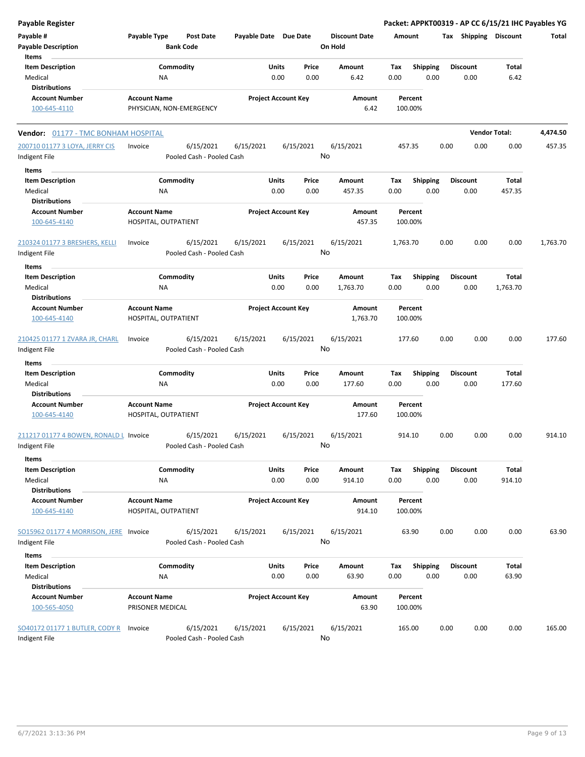**Payable Register** — **Packet: APPKT00319 - AP CC 6/15/21 IHC Payables YG**

| Payable # | Payable Type | Post Date | Payable Date | Due Date | Discount Date | Amount | Tax | Shipping | Discount | Total |
|---|---|---|---|---|---|---|---|---|---|---|
| Payable Description | | Bank Code | | | On Hold | | | | | |

**Items**

| Item Description | Commodity | Units | Price | Amount | Tax | Shipping | Discount | Total |
|---|---|---|---|---|---|---|---|---|
| Medical | NA | 0.00 | 0.00 | 6.42 | 0.00 | 0.00 | 0.00 | 6.42 |

**Distributions**

| Account Number | Account Name | Project Account Key | Amount | Percent |
|---|---|---|---|---|
| 100-645-4110 | PHYSICIAN, NON-EMERGENCY | | 6.42 | 100.00% |

## Vendor: 01177 - TMC BONHAM HOSPITAL — Vendor Total: 4,474.50

| Payable # | Payable Type | Post Date | Payable Date | Due Date | Discount Date | Amount | Tax | Shipping | Discount | Total |
|---|---|---|---|---|---|---|---|---|---|---|
| 200710 01177 3 LOYA, JERRY CIS | Invoice | 6/15/2021 | 6/15/2021 | 6/15/2021 | 6/15/2021 | 457.35 | 0.00 | 0.00 | 0.00 | 457.35 |
| Indigent File | | Pooled Cash - Pooled Cash | | | No | | | | | |

**Items**

| Item Description | Commodity | Units | Price | Amount | Tax | Shipping | Discount | Total |
|---|---|---|---|---|---|---|---|---|
| Medical | NA | 0.00 | 0.00 | 457.35 | 0.00 | 0.00 | 0.00 | 457.35 |

**Distributions**

| Account Number | Account Name | Project Account Key | Amount | Percent |
|---|---|---|---|---|
| 100-645-4140 | HOSPITAL, OUTPATIENT | | 457.35 | 100.00% |

| Payable # | Payable Type | Post Date | Payable Date | Due Date | Discount Date | Amount | Tax | Shipping | Discount | Total |
|---|---|---|---|---|---|---|---|---|---|---|
| 210324 01177 3 BRESHERS, KELLI | Invoice | 6/15/2021 | 6/15/2021 | 6/15/2021 | 6/15/2021 | 1,763.70 | 0.00 | 0.00 | 0.00 | 1,763.70 |
| Indigent File | | Pooled Cash - Pooled Cash | | | No | | | | | |

**Items**

| Item Description | Commodity | Units | Price | Amount | Tax | Shipping | Discount | Total |
|---|---|---|---|---|---|---|---|---|
| Medical | NA | 0.00 | 0.00 | 1,763.70 | 0.00 | 0.00 | 0.00 | 1,763.70 |

**Distributions**

| Account Number | Account Name | Project Account Key | Amount | Percent |
|---|---|---|---|---|
| 100-645-4140 | HOSPITAL, OUTPATIENT | | 1,763.70 | 100.00% |

| Payable # | Payable Type | Post Date | Payable Date | Due Date | Discount Date | Amount | Tax | Shipping | Discount | Total |
|---|---|---|---|---|---|---|---|---|---|---|
| 210425 01177 1 ZVARA JR, CHARL | Invoice | 6/15/2021 | 6/15/2021 | 6/15/2021 | 6/15/2021 | 177.60 | 0.00 | 0.00 | 0.00 | 177.60 |
| Indigent File | | Pooled Cash - Pooled Cash | | | No | | | | | |

**Items**

| Item Description | Commodity | Units | Price | Amount | Tax | Shipping | Discount | Total |
|---|---|---|---|---|---|---|---|---|
| Medical | NA | 0.00 | 0.00 | 177.60 | 0.00 | 0.00 | 0.00 | 177.60 |

**Distributions**

| Account Number | Account Name | Project Account Key | Amount | Percent |
|---|---|---|---|---|
| 100-645-4140 | HOSPITAL, OUTPATIENT | | 177.60 | 100.00% |

| Payable # | Payable Type | Post Date | Payable Date | Due Date | Discount Date | Amount | Tax | Shipping | Discount | Total |
|---|---|---|---|---|---|---|---|---|---|---|
| 211217 01177 4 BOWEN, RONALD L | Invoice | 6/15/2021 | 6/15/2021 | 6/15/2021 | 6/15/2021 | 914.10 | 0.00 | 0.00 | 0.00 | 914.10 |
| Indigent File | | Pooled Cash - Pooled Cash | | | No | | | | | |

**Items**

| Item Description | Commodity | Units | Price | Amount | Tax | Shipping | Discount | Total |
|---|---|---|---|---|---|---|---|---|
| Medical | NA | 0.00 | 0.00 | 914.10 | 0.00 | 0.00 | 0.00 | 914.10 |

**Distributions**

| Account Number | Account Name | Project Account Key | Amount | Percent |
|---|---|---|---|---|
| 100-645-4140 | HOSPITAL, OUTPATIENT | | 914.10 | 100.00% |

| Payable # | Payable Type | Post Date | Payable Date | Due Date | Discount Date | Amount | Tax | Shipping | Discount | Total |
|---|---|---|---|---|---|---|---|---|---|---|
| SO15962 01177 4 MORRISON, JERE | Invoice | 6/15/2021 | 6/15/2021 | 6/15/2021 | 6/15/2021 | 63.90 | 0.00 | 0.00 | 0.00 | 63.90 |
| Indigent File | | Pooled Cash - Pooled Cash | | | No | | | | | |

**Items**

| Item Description | Commodity | Units | Price | Amount | Tax | Shipping | Discount | Total |
|---|---|---|---|---|---|---|---|---|
| Medical | NA | 0.00 | 0.00 | 63.90 | 0.00 | 0.00 | 0.00 | 63.90 |

**Distributions**

| Account Number | Account Name | Project Account Key | Amount | Percent |
|---|---|---|---|---|
| 100-565-4050 | PRISONER MEDICAL | | 63.90 | 100.00% |

| Payable # | Payable Type | Post Date | Payable Date | Due Date | Discount Date | Amount | Tax | Shipping | Discount | Total |
|---|---|---|---|---|---|---|---|---|---|---|
| SO40172 01177 1 BUTLER, CODY R | Invoice | 6/15/2021 | 6/15/2021 | 6/15/2021 | 6/15/2021 | 165.00 | 0.00 | 0.00 | 0.00 | 165.00 |
| Indigent File | | Pooled Cash - Pooled Cash | | | No | | | | | |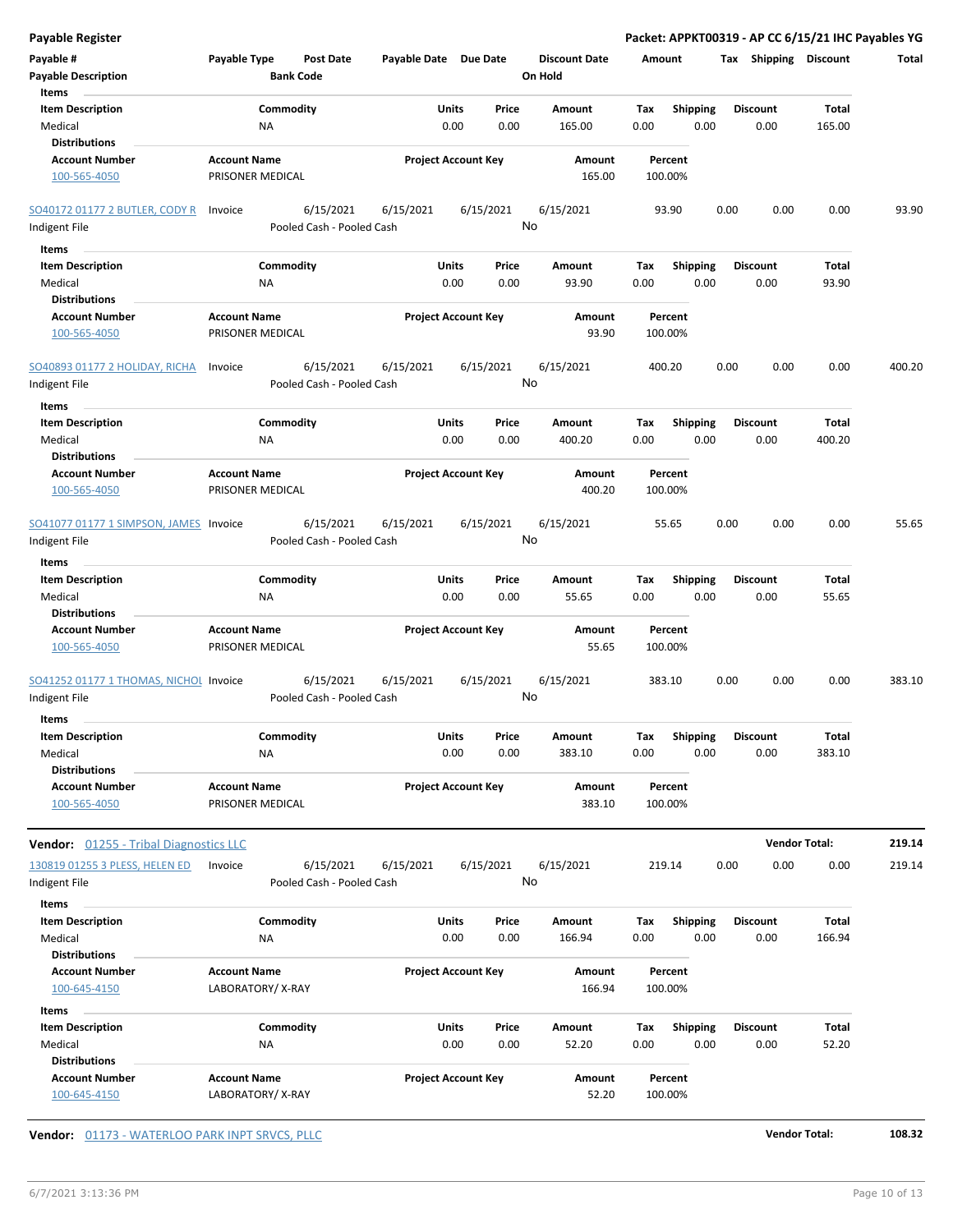| Payable # | Payable Type | Post Date | Payable Date | Due Date | Discount Date | Amount | Tax | Shipping | Discount | Total |
|---|---|---|---|---|---|---|---|---|---|---|
| Payable Description | | Bank Code | | | On Hold | | | | | |

**Items**

| Item Description | Commodity | Units | Price | Amount | Tax | Shipping | Discount | Total |
|---|---|---|---|---|---|---|---|---|
| Medical | NA | 0.00 | 0.00 | 165.00 | 0.00 | 0.00 | 0.00 | 165.00 |

**Distributions**

| Account Number | Account Name | Project Account Key | Amount | Percent |
|---|---|---|---|---|
| 100-565-4050 | PRISONER MEDICAL | | 165.00 | 100.00% |

| Payable # | Payable Type | Post Date | Payable Date | Due Date | Discount Date | Amount | Tax | Shipping | Discount | Total |
|---|---|---|---|---|---|---|---|---|---|---|
| SO40172 01177 2 BUTLER, CODY R | Invoice | 6/15/2021 | 6/15/2021 | 6/15/2021 | 6/15/2021 | 93.90 | 0.00 | 0.00 | 0.00 | 93.90 |
| Indigent File | | Pooled Cash - Pooled Cash | | | No | | | | | |

**Items**

| Item Description | Commodity | Units | Price | Amount | Tax | Shipping | Discount | Total |
|---|---|---|---|---|---|---|---|---|
| Medical | NA | 0.00 | 0.00 | 93.90 | 0.00 | 0.00 | 0.00 | 93.90 |

**Distributions**

| Account Number | Account Name | Project Account Key | Amount | Percent |
|---|---|---|---|---|
| 100-565-4050 | PRISONER MEDICAL | | 93.90 | 100.00% |

| Payable # | Payable Type | Post Date | Payable Date | Due Date | Discount Date | Amount | Tax | Shipping | Discount | Total |
|---|---|---|---|---|---|---|---|---|---|---|
| SO40893 01177 2 HOLIDAY, RICHA | Invoice | 6/15/2021 | 6/15/2021 | 6/15/2021 | 6/15/2021 | 400.20 | 0.00 | 0.00 | 0.00 | 400.20 |
| Indigent File | | Pooled Cash - Pooled Cash | | | No | | | | | |

**Items**

| Item Description | Commodity | Units | Price | Amount | Tax | Shipping | Discount | Total |
|---|---|---|---|---|---|---|---|---|
| Medical | NA | 0.00 | 0.00 | 400.20 | 0.00 | 0.00 | 0.00 | 400.20 |

**Distributions**

| Account Number | Account Name | Project Account Key | Amount | Percent |
|---|---|---|---|---|
| 100-565-4050 | PRISONER MEDICAL | | 400.20 | 100.00% |

| Payable # | Payable Type | Post Date | Payable Date | Due Date | Discount Date | Amount | Tax | Shipping | Discount | Total |
|---|---|---|---|---|---|---|---|---|---|---|
| SO41077 01177 1 SIMPSON, JAMES | Invoice | 6/15/2021 | 6/15/2021 | 6/15/2021 | 6/15/2021 | 55.65 | 0.00 | 0.00 | 0.00 | 55.65 |
| Indigent File | | Pooled Cash - Pooled Cash | | | No | | | | | |

**Items**

| Item Description | Commodity | Units | Price | Amount | Tax | Shipping | Discount | Total |
|---|---|---|---|---|---|---|---|---|
| Medical | NA | 0.00 | 0.00 | 55.65 | 0.00 | 0.00 | 0.00 | 55.65 |

**Distributions**

| Account Number | Account Name | Project Account Key | Amount | Percent |
|---|---|---|---|---|
| 100-565-4050 | PRISONER MEDICAL | | 55.65 | 100.00% |

| Payable # | Payable Type | Post Date | Payable Date | Due Date | Discount Date | Amount | Tax | Shipping | Discount | Total |
|---|---|---|---|---|---|---|---|---|---|---|
| SO41252 01177 1 THOMAS, NICHOL | Invoice | 6/15/2021 | 6/15/2021 | 6/15/2021 | 6/15/2021 | 383.10 | 0.00 | 0.00 | 0.00 | 383.10 |
| Indigent File | | Pooled Cash - Pooled Cash | | | No | | | | | |

**Items**

| Item Description | Commodity | Units | Price | Amount | Tax | Shipping | Discount | Total |
|---|---|---|---|---|---|---|---|---|
| Medical | NA | 0.00 | 0.00 | 383.10 | 0.00 | 0.00 | 0.00 | 383.10 |

**Distributions**

| Account Number | Account Name | Project Account Key | Amount | Percent |
|---|---|---|---|---|
| 100-565-4050 | PRISONER MEDICAL | | 383.10 | 100.00% |

**Vendor:** 01255 - Tribal Diagnostics LLC — **Vendor Total: 219.14**

| Payable # | Payable Type | Post Date | Payable Date | Due Date | Discount Date | Amount | Tax | Shipping | Discount | Total |
|---|---|---|---|---|---|---|---|---|---|---|
| 130819 01255 3 PLESS, HELEN ED | Invoice | 6/15/2021 | 6/15/2021 | 6/15/2021 | 6/15/2021 | 219.14 | 0.00 | 0.00 | 0.00 | 219.14 |
| Indigent File | | Pooled Cash - Pooled Cash | | | No | | | | | |

**Items**

| Item Description | Commodity | Units | Price | Amount | Tax | Shipping | Discount | Total |
|---|---|---|---|---|---|---|---|---|
| Medical | NA | 0.00 | 0.00 | 166.94 | 0.00 | 0.00 | 0.00 | 166.94 |

**Distributions**

| Account Number | Account Name | Project Account Key | Amount | Percent |
|---|---|---|---|---|
| 100-645-4150 | LABORATORY/ X-RAY | | 166.94 | 100.00% |

**Items**

| Item Description | Commodity | Units | Price | Amount | Tax | Shipping | Discount | Total |
|---|---|---|---|---|---|---|---|---|
| Medical | NA | 0.00 | 0.00 | 52.20 | 0.00 | 0.00 | 0.00 | 52.20 |

**Distributions**

| Account Number | Account Name | Project Account Key | Amount | Percent |
|---|---|---|---|---|
| 100-645-4150 | LABORATORY/ X-RAY | | 52.20 | 100.00% |

**Vendor:** 01173 - WATERLOO PARK INPT SRVCS, PLLC — **Vendor Total: 108.32**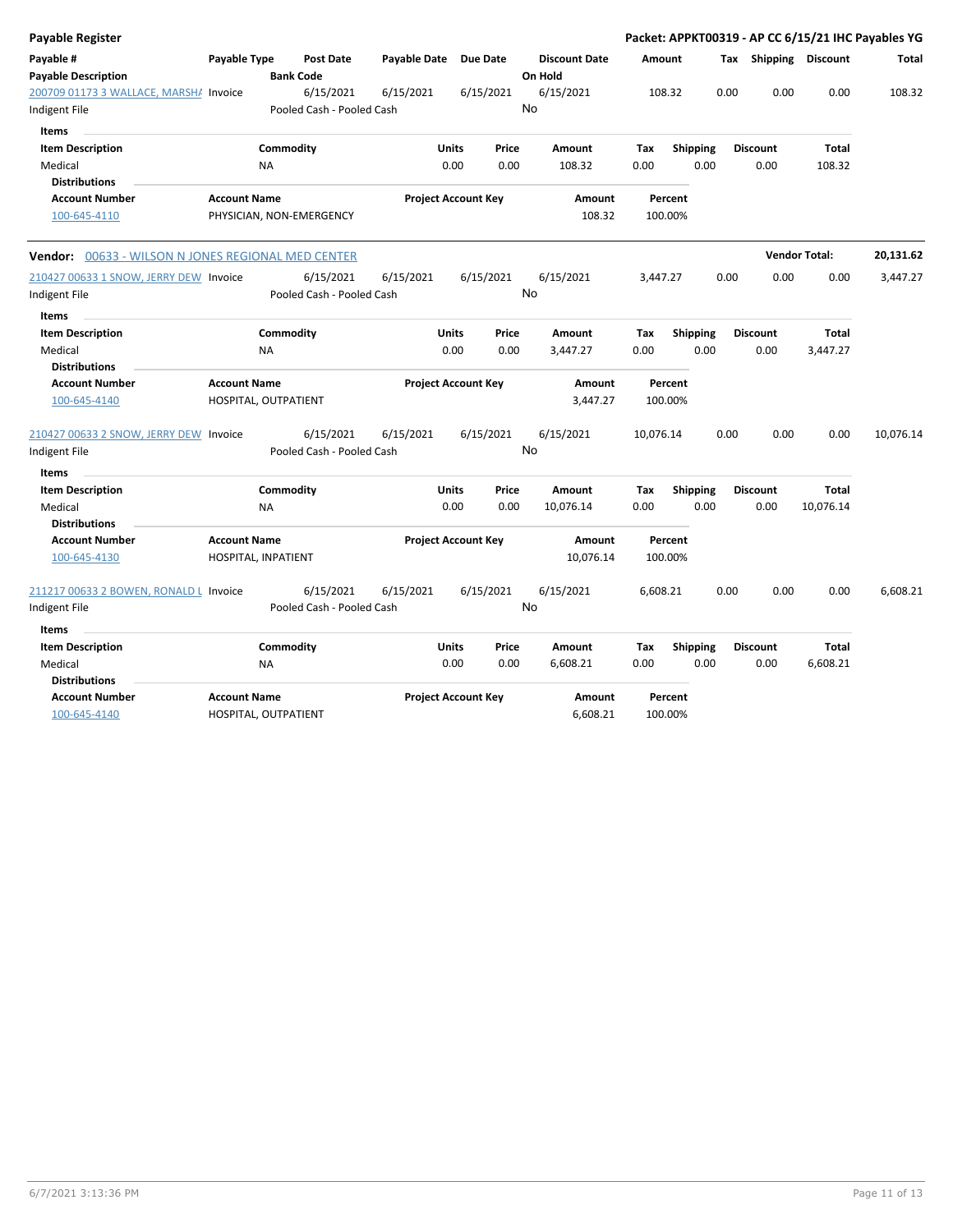## Payable Register

**Packet: APPKT00319 - AP CC 6/15/21 IHC Payables YG**

| Payable # / Payable Description | Payable Type | Post Date / Bank Code | Payable Date | Due Date | Discount Date / On Hold | Amount | Tax | Shipping | Discount | Total |
|---|---|---|---|---|---|---|---|---|---|---|
| 200709 01173 3 WALLACE, MARSHA | Invoice | 6/15/2021 | 6/15/2021 | 6/15/2021 | 6/15/2021 | 108.32 | 0.00 | 0.00 | 0.00 | 108.32 |
| Indigent File | | Pooled Cash - Pooled Cash | | | No | | | | | |

**Items**

| Item Description | Commodity | Units | Price | Amount | Tax | Shipping | Discount | Total |
|---|---|---|---|---|---|---|---|---|
| Medical | NA | 0.00 | 0.00 | 108.32 | 0.00 | 0.00 | 0.00 | 108.32 |

**Distributions**

| Account Number | Account Name | Project Account Key | Amount | Percent |
|---|---|---|---|---|
| 100-645-4110 | PHYSICIAN, NON-EMERGENCY | | 108.32 | 100.00% |

---

**Vendor: 00633 - WILSON N JONES REGIONAL MED CENTER** — **Vendor Total: 20,131.62**

| Payable # / Payable Description | Payable Type | Post Date / Bank Code | Payable Date | Due Date | Discount Date / On Hold | Amount | Tax | Shipping | Discount | Total |
|---|---|---|---|---|---|---|---|---|---|---|
| 210427 00633 1 SNOW, JERRY DEW | Invoice | 6/15/2021 | 6/15/2021 | 6/15/2021 | 6/15/2021 | 3,447.27 | 0.00 | 0.00 | 0.00 | 3,447.27 |
| Indigent File | | Pooled Cash - Pooled Cash | | | No | | | | | |

**Items**

| Item Description | Commodity | Units | Price | Amount | Tax | Shipping | Discount | Total |
|---|---|---|---|---|---|---|---|---|
| Medical | NA | 0.00 | 0.00 | 3,447.27 | 0.00 | 0.00 | 0.00 | 3,447.27 |

**Distributions**

| Account Number | Account Name | Project Account Key | Amount | Percent |
|---|---|---|---|---|
| 100-645-4140 | HOSPITAL, OUTPATIENT | | 3,447.27 | 100.00% |

| Payable # / Payable Description | Payable Type | Post Date / Bank Code | Payable Date | Due Date | Discount Date / On Hold | Amount | Tax | Shipping | Discount | Total |
|---|---|---|---|---|---|---|---|---|---|---|
| 210427 00633 2 SNOW, JERRY DEW | Invoice | 6/15/2021 | 6/15/2021 | 6/15/2021 | 6/15/2021 | 10,076.14 | 0.00 | 0.00 | 0.00 | 10,076.14 |
| Indigent File | | Pooled Cash - Pooled Cash | | | No | | | | | |

**Items**

| Item Description | Commodity | Units | Price | Amount | Tax | Shipping | Discount | Total |
|---|---|---|---|---|---|---|---|---|
| Medical | NA | 0.00 | 0.00 | 10,076.14 | 0.00 | 0.00 | 0.00 | 10,076.14 |

**Distributions**

| Account Number | Account Name | Project Account Key | Amount | Percent |
|---|---|---|---|---|
| 100-645-4130 | HOSPITAL, INPATIENT | | 10,076.14 | 100.00% |

| Payable # / Payable Description | Payable Type | Post Date / Bank Code | Payable Date | Due Date | Discount Date / On Hold | Amount | Tax | Shipping | Discount | Total |
|---|---|---|---|---|---|---|---|---|---|---|
| 211217 00633 2 BOWEN, RONALD L | Invoice | 6/15/2021 | 6/15/2021 | 6/15/2021 | 6/15/2021 | 6,608.21 | 0.00 | 0.00 | 0.00 | 6,608.21 |
| Indigent File | | Pooled Cash - Pooled Cash | | | No | | | | | |

**Items**

| Item Description | Commodity | Units | Price | Amount | Tax | Shipping | Discount | Total |
|---|---|---|---|---|---|---|---|---|
| Medical | NA | 0.00 | 0.00 | 6,608.21 | 0.00 | 0.00 | 0.00 | 6,608.21 |

**Distributions**

| Account Number | Account Name | Project Account Key | Amount | Percent |
|---|---|---|---|---|
| 100-645-4140 | HOSPITAL, OUTPATIENT | | 6,608.21 | 100.00% |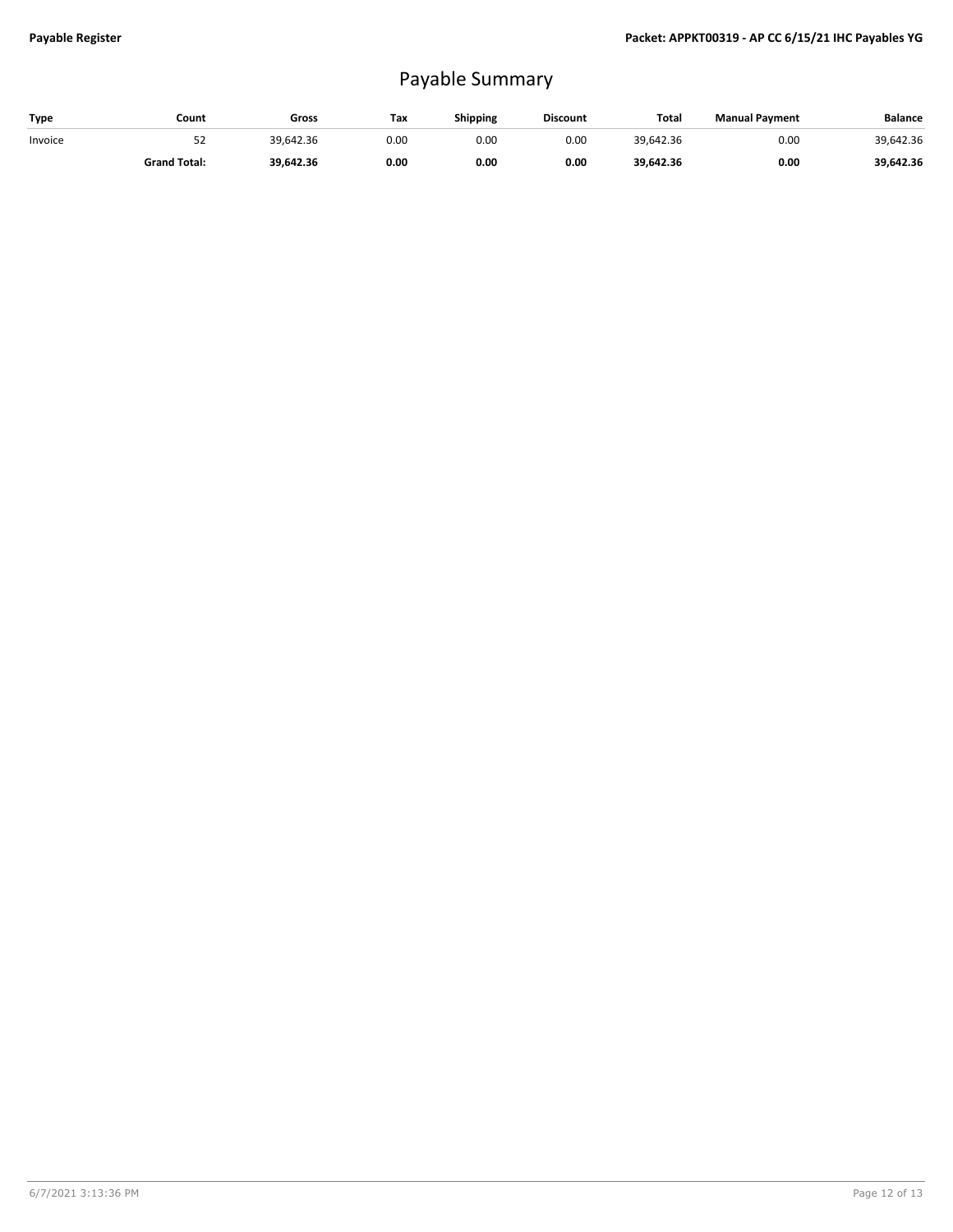# Payable Summary

| Type | Count | Gross | Tax | Shipping | Discount | Total | Manual Payment | Balance |
|---|---|---|---|---|---|---|---|---|
| Invoice | 52 | 39,642.36 | 0.00 | 0.00 | 0.00 | 39,642.36 | 0.00 | 39,642.36 |
| | **Grand Total:** | **39,642.36** | **0.00** | **0.00** | **0.00** | **39,642.36** | **0.00** | **39,642.36** |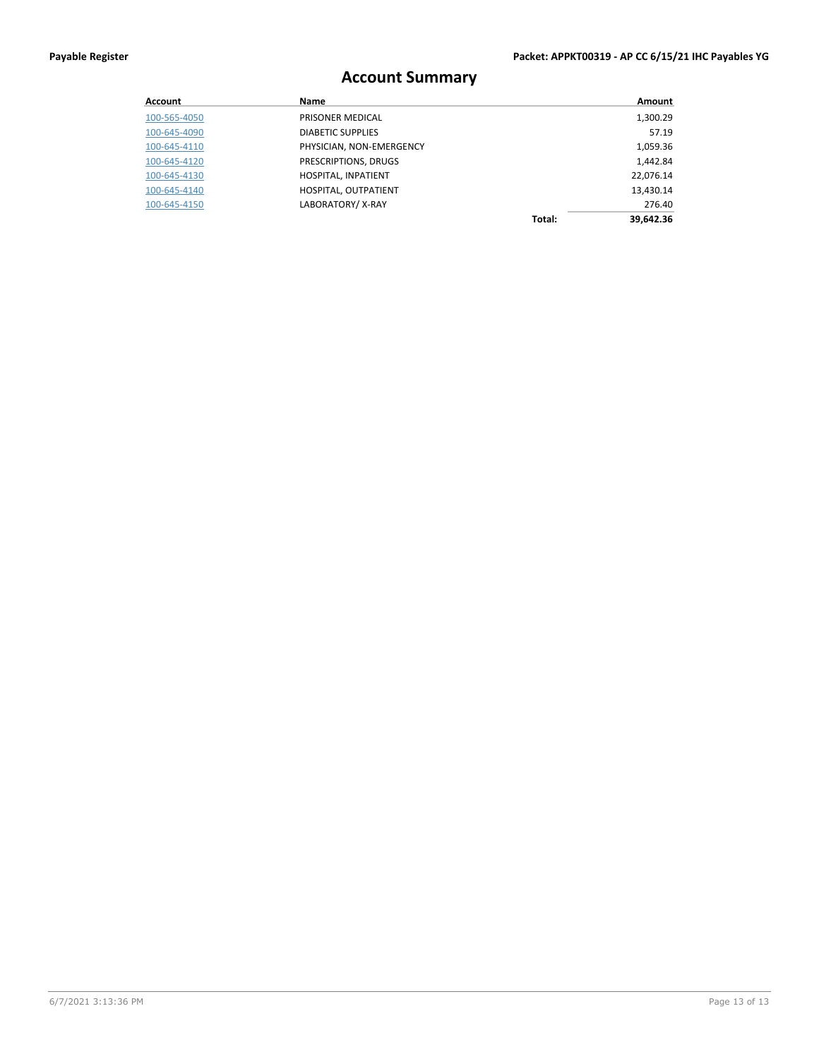# Account Summary

| Account | Name | | Amount |
|---|---|---|---|
| 100-565-4050 | PRISONER MEDICAL | | 1,300.29 |
| 100-645-4090 | DIABETIC SUPPLIES | | 57.19 |
| 100-645-4110 | PHYSICIAN, NON-EMERGENCY | | 1,059.36 |
| 100-645-4120 | PRESCRIPTIONS, DRUGS | | 1,442.84 |
| 100-645-4130 | HOSPITAL, INPATIENT | | 22,076.14 |
| 100-645-4140 | HOSPITAL, OUTPATIENT | | 13,430.14 |
| 100-645-4150 | LABORATORY/ X-RAY | | 276.40 |
| | | **Total:** | **39,642.36** |